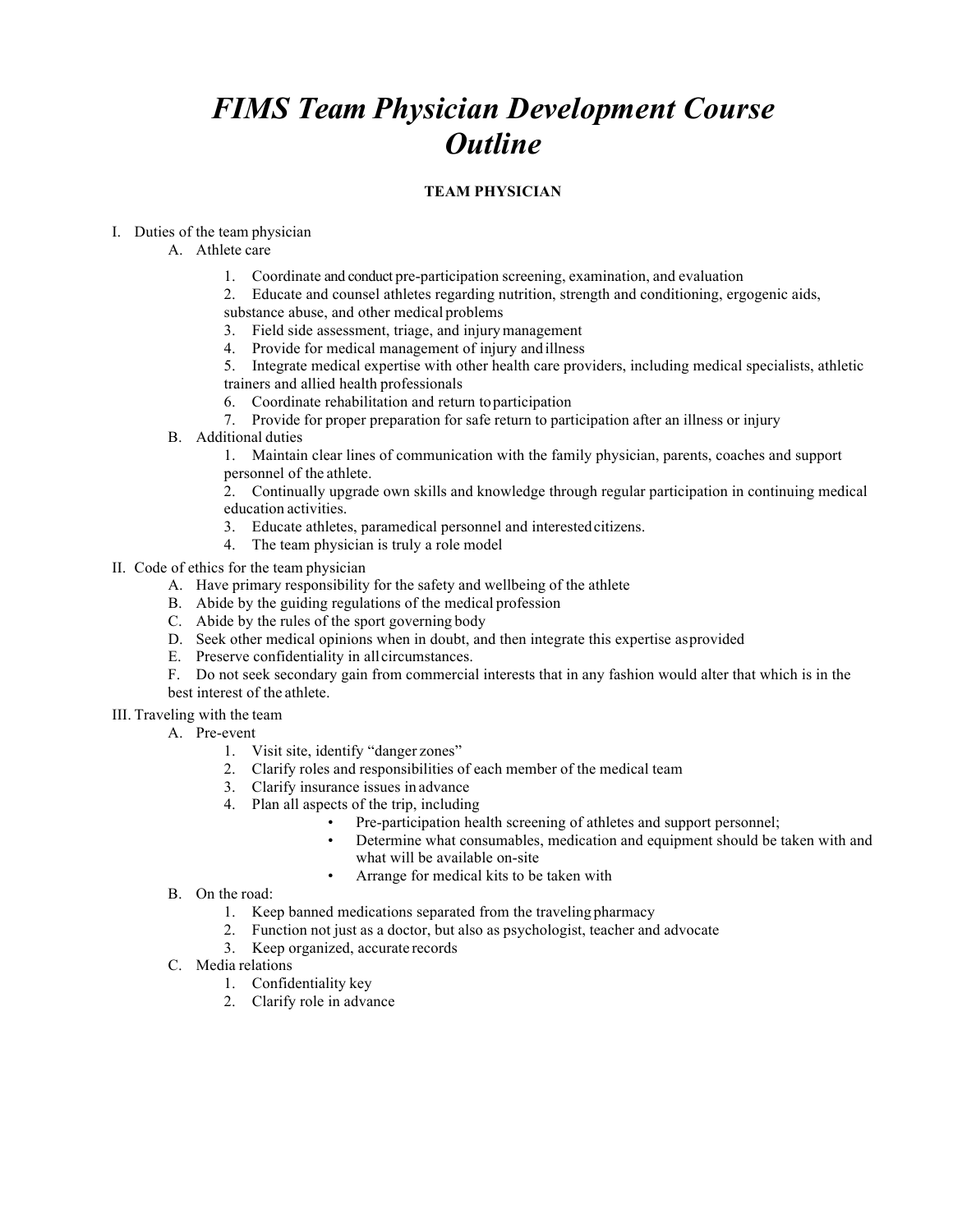# *FIMS Team Physician Development Course Outline*

## TEAM PHYSICIAN

I. Duties of the team physician

   A. Athlete care

      1. Coordinate and conduct pre-participation screening, examination, and evaluation
      2. Educate and counsel athletes regarding nutrition, strength and conditioning, ergogenic aids, substance abuse, and other medical problems
      3. Field side assessment, triage, and injury management
      4. Provide for medical management of injury and illness
      5. Integrate medical expertise with other health care providers, including medical specialists, athletic trainers and allied health professionals
      6. Coordinate rehabilitation and return to participation
      7. Provide for proper preparation for safe return to participation after an illness or injury

   B. Additional duties

      1. Maintain clear lines of communication with the family physician, parents, coaches and support personnel of the athlete.
      2. Continually upgrade own skills and knowledge through regular participation in continuing medical education activities.
      3. Educate athletes, paramedical personnel and interested citizens.
      4. The team physician is truly a role model

II. Code of ethics for the team physician

   A. Have primary responsibility for the safety and wellbeing of the athlete
   B. Abide by the guiding regulations of the medical profession
   C. Abide by the rules of the sport governing body
   D. Seek other medical opinions when in doubt, and then integrate this expertise as provided
   E. Preserve confidentiality in all circumstances.
   F. Do not seek secondary gain from commercial interests that in any fashion would alter that which is in the best interest of the athlete.

III. Traveling with the team

   A. Pre-event

      1. Visit site, identify "danger zones"
      2. Clarify roles and responsibilities of each member of the medical team
      3. Clarify insurance issues in advance
      4. Plan all aspects of the trip, including
         - Pre-participation health screening of athletes and support personnel;
         - Determine what consumables, medication and equipment should be taken with and what will be available on-site
         - Arrange for medical kits to be taken with

   B. On the road:

      1. Keep banned medications separated from the traveling pharmacy
      2. Function not just as a doctor, but also as psychologist, teacher and advocate
      3. Keep organized, accurate records

   C. Media relations

      1. Confidentiality key
      2. Clarify role in advance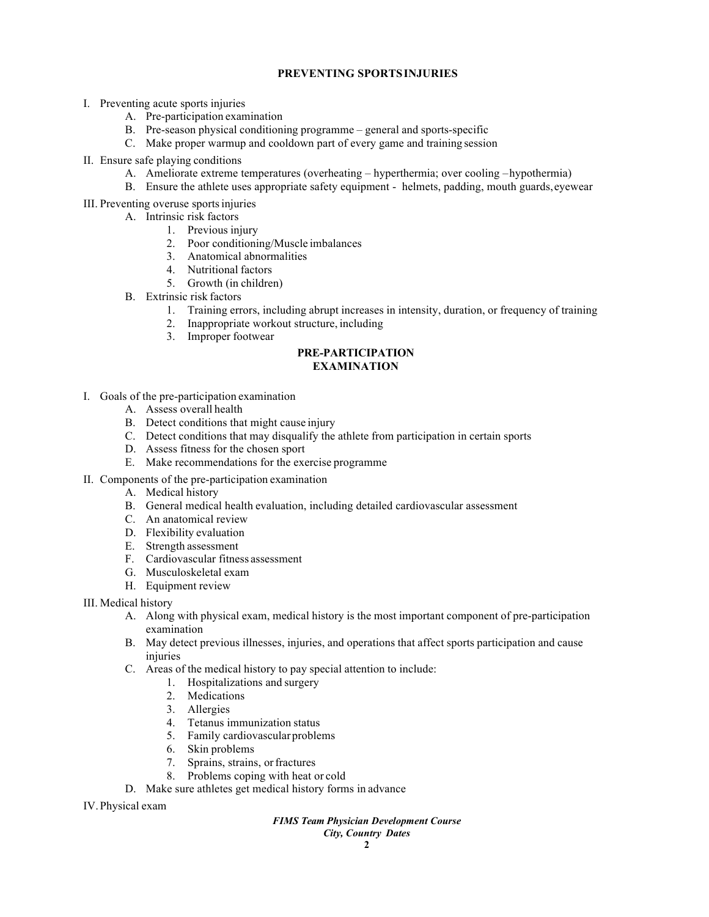## PREVENTING SPORTS INJURIES

I. Preventing acute sports injuries
   - A. Pre-participation examination
   - B. Pre-season physical conditioning programme – general and sports-specific
   - C. Make proper warmup and cooldown part of every game and training session

II. Ensure safe playing conditions
   - A. Ameliorate extreme temperatures (overheating – hyperthermia; over cooling –hypothermia)
   - B. Ensure the athlete uses appropriate safety equipment - helmets, padding, mouth guards, eyewear

III. Preventing overuse sports injuries
   - A. Intrinsic risk factors
     1. Previous injury
     2. Poor conditioning/Muscle imbalances
     3. Anatomical abnormalities
     4. Nutritional factors
     5. Growth (in children)
   - B. Extrinsic risk factors
     1. Training errors, including abrupt increases in intensity, duration, or frequency of training
     2. Inappropriate workout structure, including
     3. Improper footwear

## PRE-PARTICIPATION EXAMINATION

I. Goals of the pre-participation examination
   - A. Assess overall health
   - B. Detect conditions that might cause injury
   - C. Detect conditions that may disqualify the athlete from participation in certain sports
   - D. Assess fitness for the chosen sport
   - E. Make recommendations for the exercise programme

II. Components of the pre-participation examination
   - A. Medical history
   - B. General medical health evaluation, including detailed cardiovascular assessment
   - C. An anatomical review
   - D. Flexibility evaluation
   - E. Strength assessment
   - F. Cardiovascular fitness assessment
   - G. Musculoskeletal exam
   - H. Equipment review

III. Medical history
   - A. Along with physical exam, medical history is the most important component of pre-participation examination
   - B. May detect previous illnesses, injuries, and operations that affect sports participation and cause injuries
   - C. Areas of the medical history to pay special attention to include:
     1. Hospitalizations and surgery
     2. Medications
     3. Allergies
     4. Tetanus immunization status
     5. Family cardiovascular problems
     6. Skin problems
     7. Sprains, strains, or fractures
     8. Problems coping with heat or cold
   - D. Make sure athletes get medical history forms in advance

IV. Physical exam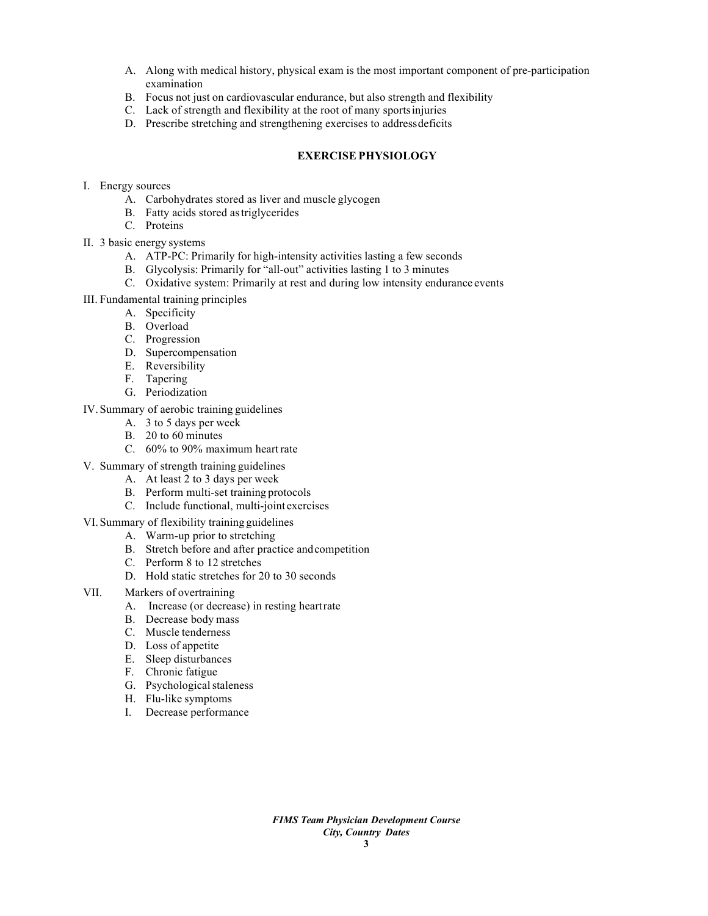A. Along with medical history, physical exam is the most important component of pre-participation examination
B. Focus not just on cardiovascular endurance, but also strength and flexibility
C. Lack of strength and flexibility at the root of many sports injuries
D. Prescribe stretching and strengthening exercises to address deficits

## EXERCISE PHYSIOLOGY

I. Energy sources
   A. Carbohydrates stored as liver and muscle glycogen
   B. Fatty acids stored as triglycerides
   C. Proteins

II. 3 basic energy systems
   A. ATP-PC: Primarily for high-intensity activities lasting a few seconds
   B. Glycolysis: Primarily for "all-out" activities lasting 1 to 3 minutes
   C. Oxidative system: Primarily at rest and during low intensity endurance events

III. Fundamental training principles
   A. Specificity
   B. Overload
   C. Progression
   D. Supercompensation
   E. Reversibility
   F. Tapering
   G. Periodization

IV. Summary of aerobic training guidelines
   A. 3 to 5 days per week
   B. 20 to 60 minutes
   C. 60% to 90% maximum heart rate

V. Summary of strength training guidelines
   A. At least 2 to 3 days per week
   B. Perform multi-set training protocols
   C. Include functional, multi-joint exercises

VI. Summary of flexibility training guidelines
   A. Warm-up prior to stretching
   B. Stretch before and after practice and competition
   C. Perform 8 to 12 stretches
   D. Hold static stretches for 20 to 30 seconds

VII. Markers of overtraining
   A. Increase (or decrease) in resting heart rate
   B. Decrease body mass
   C. Muscle tenderness
   D. Loss of appetite
   E. Sleep disturbances
   F. Chronic fatigue
   G. Psychological staleness
   H. Flu-like symptoms
   I. Decrease performance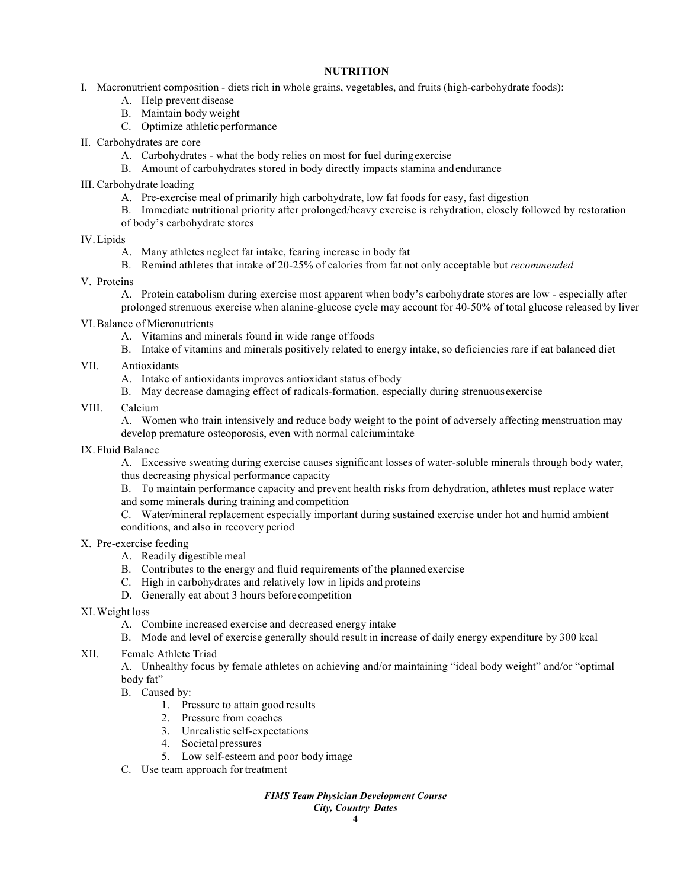## NUTRITION

I. Macronutrient composition - diets rich in whole grains, vegetables, and fruits (high-carbohydrate foods):
   - A. Help prevent disease
   - B. Maintain body weight
   - C. Optimize athletic performance

II. Carbohydrates are core
   - A. Carbohydrates - what the body relies on most for fuel during exercise
   - B. Amount of carbohydrates stored in body directly impacts stamina and endurance

III. Carbohydrate loading
   - A. Pre-exercise meal of primarily high carbohydrate, low fat foods for easy, fast digestion
   - B. Immediate nutritional priority after prolonged/heavy exercise is rehydration, closely followed by restoration of body's carbohydrate stores

IV. Lipids
   - A. Many athletes neglect fat intake, fearing increase in body fat
   - B. Remind athletes that intake of 20-25% of calories from fat not only acceptable but *recommended*

V. Proteins
   - A. Protein catabolism during exercise most apparent when body's carbohydrate stores are low - especially after prolonged strenuous exercise when alanine-glucose cycle may account for 40-50% of total glucose released by liver

VI. Balance of Micronutrients
   - A. Vitamins and minerals found in wide range of foods
   - B. Intake of vitamins and minerals positively related to energy intake, so deficiencies rare if eat balanced diet

VII. Antioxidants
   - A. Intake of antioxidants improves antioxidant status of body
   - B. May decrease damaging effect of radicals-formation, especially during strenuous exercise

VIII. Calcium
   - A. Women who train intensively and reduce body weight to the point of adversely affecting menstruation may develop premature osteoporosis, even with normal calcium intake

IX. Fluid Balance
   - A. Excessive sweating during exercise causes significant losses of water-soluble minerals through body water, thus decreasing physical performance capacity
   - B. To maintain performance capacity and prevent health risks from dehydration, athletes must replace water and some minerals during training and competition
   - C. Water/mineral replacement especially important during sustained exercise under hot and humid ambient conditions, and also in recovery period

X. Pre-exercise feeding
   - A. Readily digestible meal
   - B. Contributes to the energy and fluid requirements of the planned exercise
   - C. High in carbohydrates and relatively low in lipids and proteins
   - D. Generally eat about 3 hours before competition

XI. Weight loss
   - A. Combine increased exercise and decreased energy intake
   - B. Mode and level of exercise generally should result in increase of daily energy expenditure by 300 kcal

XII. Female Athlete Triad
   - A. Unhealthy focus by female athletes on achieving and/or maintaining "ideal body weight" and/or "optimal body fat"
   - B. Caused by:
     1. Pressure to attain good results
     2. Pressure from coaches
     3. Unrealistic self-expectations
     4. Societal pressures
     5. Low self-esteem and poor body image
   - C. Use team approach for treatment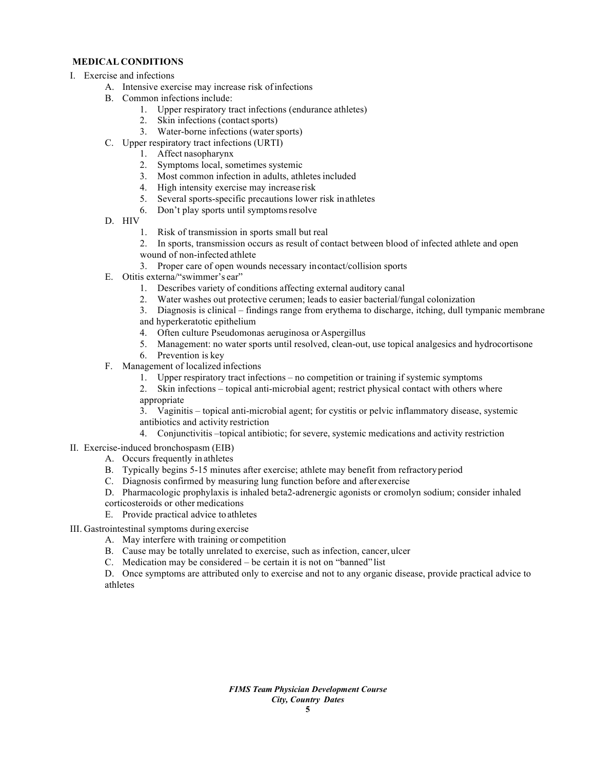**MEDICAL CONDITIONS**

I. Exercise and infections
   A. Intensive exercise may increase risk of infections
   B. Common infections include:
      1. Upper respiratory tract infections (endurance athletes)
      2. Skin infections (contact sports)
      3. Water-borne infections (water sports)
   C. Upper respiratory tract infections (URTI)
      1. Affect nasopharynx
      2. Symptoms local, sometimes systemic
      3. Most common infection in adults, athletes included
      4. High intensity exercise may increase risk
      5. Several sports-specific precautions lower risk in athletes
      6. Don't play sports until symptoms resolve
   D. HIV
      1. Risk of transmission in sports small but real
      2. In sports, transmission occurs as result of contact between blood of infected athlete and open wound of non-infected athlete
      3. Proper care of open wounds necessary in contact/collision sports
   E. Otitis externa/"swimmer's ear"
      1. Describes variety of conditions affecting external auditory canal
      2. Water washes out protective cerumen; leads to easier bacterial/fungal colonization
      3. Diagnosis is clinical – findings range from erythema to discharge, itching, dull tympanic membrane and hyperkeratotic epithelium
      4. Often culture Pseudomonas aeruginosa or Aspergillus
      5. Management: no water sports until resolved, clean-out, use topical analgesics and hydrocortisone
      6. Prevention is key
   F. Management of localized infections
      1. Upper respiratory tract infections – no competition or training if systemic symptoms
      2. Skin infections – topical anti-microbial agent; restrict physical contact with others where appropriate
      3. Vaginitis – topical anti-microbial agent; for cystitis or pelvic inflammatory disease, systemic antibiotics and activity restriction
      4. Conjunctivitis –topical antibiotic; for severe, systemic medications and activity restriction

II. Exercise-induced bronchospasm (EIB)
   A. Occurs frequently in athletes
   B. Typically begins 5-15 minutes after exercise; athlete may benefit from refractory period
   C. Diagnosis confirmed by measuring lung function before and after exercise
   D. Pharmacologic prophylaxis is inhaled beta2-adrenergic agonists or cromolyn sodium; consider inhaled corticosteroids or other medications
   E. Provide practical advice to athletes

III. Gastrointestinal symptoms during exercise
   A. May interfere with training or competition
   B. Cause may be totally unrelated to exercise, such as infection, cancer, ulcer
   C. Medication may be considered – be certain it is not on "banned" list
   D. Once symptoms are attributed only to exercise and not to any organic disease, provide practical advice to athletes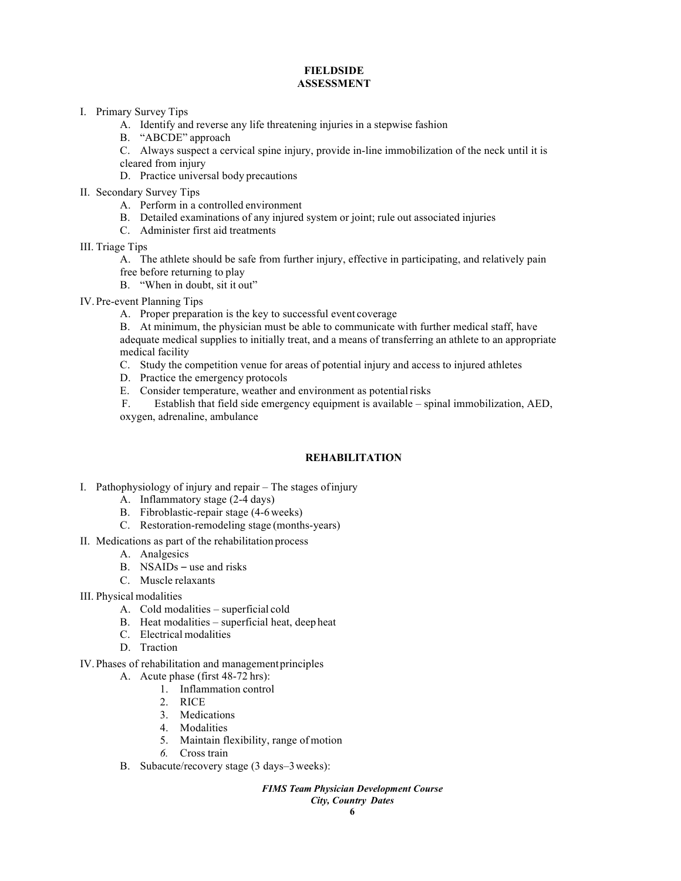## FIELDSIDE ASSESSMENT

I. Primary Survey Tips
   A. Identify and reverse any life threatening injuries in a stepwise fashion
   B. "ABCDE" approach
   C. Always suspect a cervical spine injury, provide in-line immobilization of the neck until it is cleared from injury
   D. Practice universal body precautions

II. Secondary Survey Tips
   A. Perform in a controlled environment
   B. Detailed examinations of any injured system or joint; rule out associated injuries
   C. Administer first aid treatments

III. Triage Tips
   A. The athlete should be safe from further injury, effective in participating, and relatively pain free before returning to play
   B. "When in doubt, sit it out"

IV. Pre-event Planning Tips
   A. Proper preparation is the key to successful event coverage
   B. At minimum, the physician must be able to communicate with further medical staff, have adequate medical supplies to initially treat, and a means of transferring an athlete to an appropriate medical facility
   C. Study the competition venue for areas of potential injury and access to injured athletes
   D. Practice the emergency protocols
   E. Consider temperature, weather and environment as potential risks
   F. Establish that field side emergency equipment is available – spinal immobilization, AED, oxygen, adrenaline, ambulance

## REHABILITATION

I. Pathophysiology of injury and repair – The stages of injury
   A. Inflammatory stage (2-4 days)
   B. Fibroblastic-repair stage (4-6 weeks)
   C. Restoration-remodeling stage (months-years)

II. Medications as part of the rehabilitation process
   A. Analgesics
   B. NSAIDs – use and risks
   C. Muscle relaxants

III. Physical modalities
   A. Cold modalities – superficial cold
   B. Heat modalities – superficial heat, deep heat
   C. Electrical modalities
   D. Traction

IV. Phases of rehabilitation and management principles
   A. Acute phase (first 48-72 hrs):
      1. Inflammation control
      2. RICE
      3. Medications
      4. Modalities
      5. Maintain flexibility, range of motion
      6. Cross train
   B. Subacute/recovery stage (3 days–3 weeks):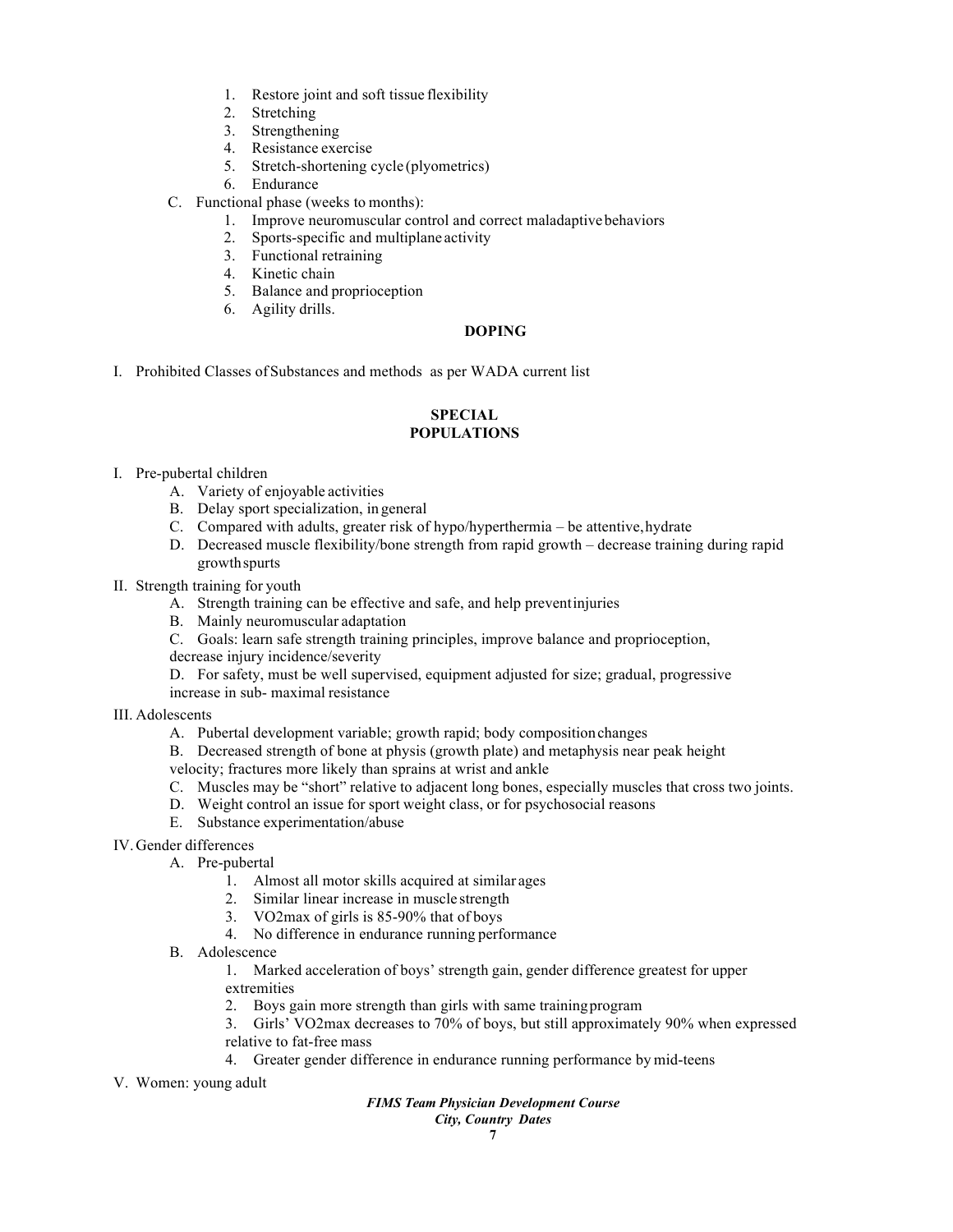1. Restore joint and soft tissue flexibility
2. Stretching
3. Strengthening
4. Resistance exercise
5. Stretch-shortening cycle (plyometrics)
6. Endurance

C. Functional phase (weeks to months):

1. Improve neuromuscular control and correct maladaptive behaviors
2. Sports-specific and multiplane activity
3. Functional retraining
4. Kinetic chain
5. Balance and proprioception
6. Agility drills.

## DOPING

I. Prohibited Classes of Substances and methods as per WADA current list

## SPECIAL POPULATIONS

I. Pre-pubertal children

A. Variety of enjoyable activities

B. Delay sport specialization, in general

C. Compared with adults, greater risk of hypo/hyperthermia – be attentive, hydrate

D. Decreased muscle flexibility/bone strength from rapid growth – decrease training during rapid growth spurts

II. Strength training for youth

A. Strength training can be effective and safe, and help prevent injuries

B. Mainly neuromuscular adaptation

C. Goals: learn safe strength training principles, improve balance and proprioception, decrease injury incidence/severity

D. For safety, must be well supervised, equipment adjusted for size; gradual, progressive increase in sub- maximal resistance

III. Adolescents

A. Pubertal development variable; growth rapid; body composition changes

B. Decreased strength of bone at physis (growth plate) and metaphysis near peak height velocity; fractures more likely than sprains at wrist and ankle

C. Muscles may be "short" relative to adjacent long bones, especially muscles that cross two joints.

D. Weight control an issue for sport weight class, or for psychosocial reasons

E. Substance experimentation/abuse

IV. Gender differences

A. Pre-pubertal

1. Almost all motor skills acquired at similar ages
2. Similar linear increase in muscle strength
3. VO2max of girls is 85-90% that of boys
4. No difference in endurance running performance

B. Adolescence

1. Marked acceleration of boys' strength gain, gender difference greatest for upper extremities
2. Boys gain more strength than girls with same training program
3. Girls' VO2max decreases to 70% of boys, but still approximately 90% when expressed relative to fat-free mass
4. Greater gender difference in endurance running performance by mid-teens

V. Women: young adult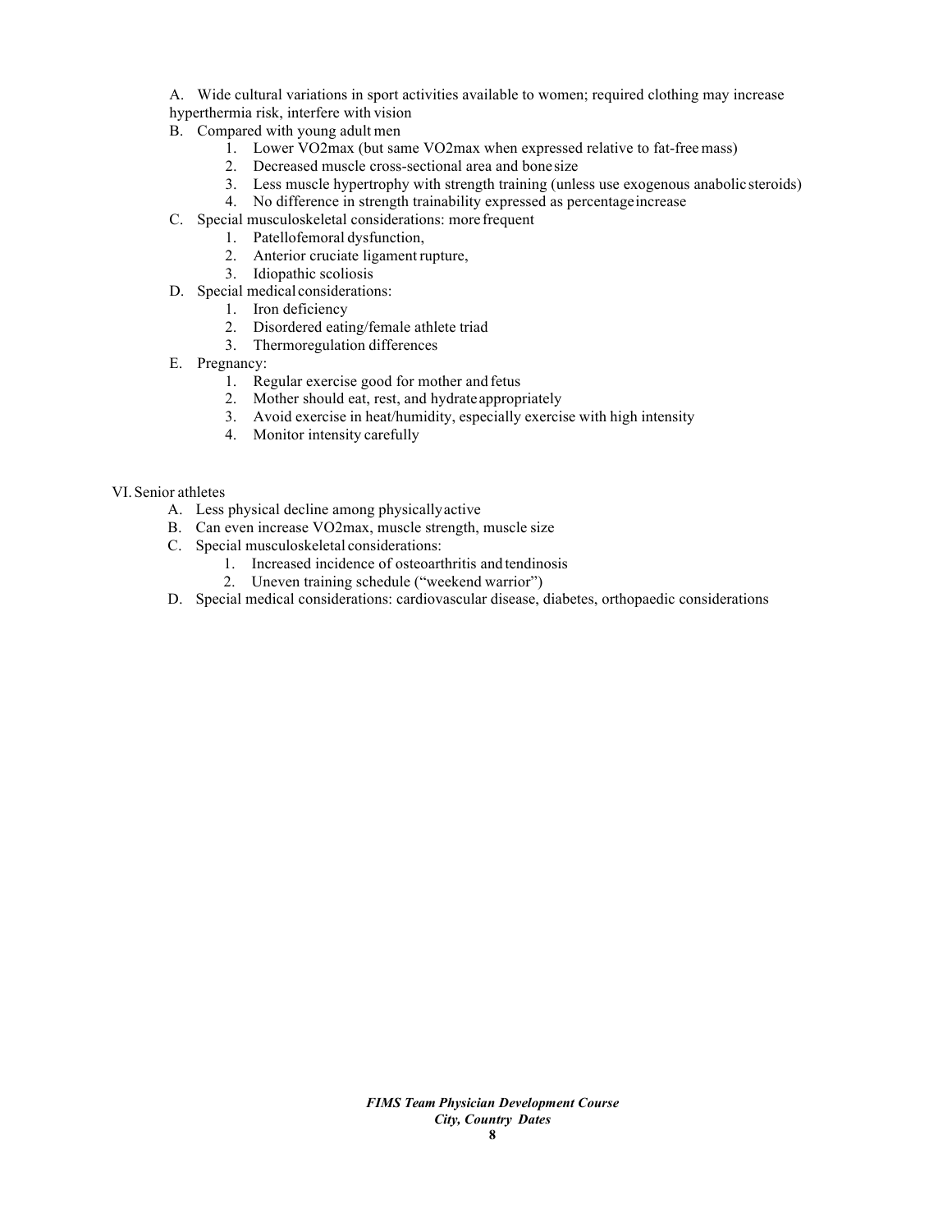A. Wide cultural variations in sport activities available to women; required clothing may increase hyperthermia risk, interfere with vision

B. Compared with young adult men
   1. Lower VO2max (but same VO2max when expressed relative to fat-free mass)
   2. Decreased muscle cross-sectional area and bone size
   3. Less muscle hypertrophy with strength training (unless use exogenous anabolic steroids)
   4. No difference in strength trainability expressed as percentage increase

C. Special musculoskeletal considerations: more frequent
   1. Patellofemoral dysfunction,
   2. Anterior cruciate ligament rupture,
   3. Idiopathic scoliosis

D. Special medical considerations:
   1. Iron deficiency
   2. Disordered eating/female athlete triad
   3. Thermoregulation differences

E. Pregnancy:
   1. Regular exercise good for mother and fetus
   2. Mother should eat, rest, and hydrate appropriately
   3. Avoid exercise in heat/humidity, especially exercise with high intensity
   4. Monitor intensity carefully

VI. Senior athletes

A. Less physical decline among physically active

B. Can even increase VO2max, muscle strength, muscle size

C. Special musculoskeletal considerations:
   1. Increased incidence of osteoarthritis and tendinosis
   2. Uneven training schedule ("weekend warrior")

D. Special medical considerations: cardiovascular disease, diabetes, orthopaedic considerations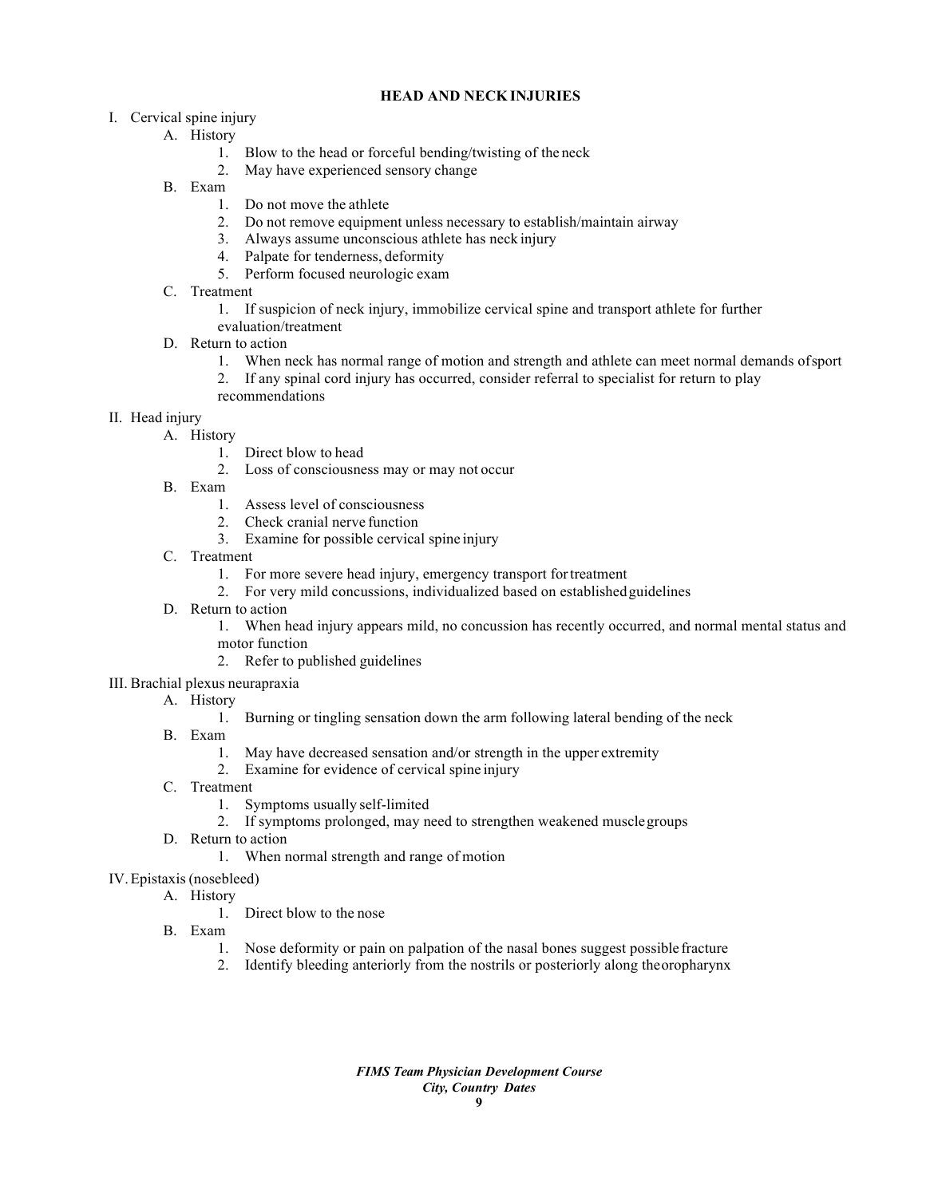## HEAD AND NECK INJURIES

I. Cervical spine injury
   - A. History
     1. Blow to the head or forceful bending/twisting of the neck
     2. May have experienced sensory change
   - B. Exam
     1. Do not move the athlete
     2. Do not remove equipment unless necessary to establish/maintain airway
     3. Always assume unconscious athlete has neck injury
     4. Palpate for tenderness, deformity
     5. Perform focused neurologic exam
   - C. Treatment
     1. If suspicion of neck injury, immobilize cervical spine and transport athlete for further evaluation/treatment
   - D. Return to action
     1. When neck has normal range of motion and strength and athlete can meet normal demands of sport
     2. If any spinal cord injury has occurred, consider referral to specialist for return to play recommendations

II. Head injury
   - A. History
     1. Direct blow to head
     2. Loss of consciousness may or may not occur
   - B. Exam
     1. Assess level of consciousness
     2. Check cranial nerve function
     3. Examine for possible cervical spine injury
   - C. Treatment
     1. For more severe head injury, emergency transport for treatment
     2. For very mild concussions, individualized based on established guidelines
   - D. Return to action
     1. When head injury appears mild, no concussion has recently occurred, and normal mental status and motor function
     2. Refer to published guidelines

III. Brachial plexus neurapraxia
   - A. History
     1. Burning or tingling sensation down the arm following lateral bending of the neck
   - B. Exam
     1. May have decreased sensation and/or strength in the upper extremity
     2. Examine for evidence of cervical spine injury
   - C. Treatment
     1. Symptoms usually self-limited
     2. If symptoms prolonged, may need to strengthen weakened muscle groups
   - D. Return to action
     1. When normal strength and range of motion

IV. Epistaxis (nosebleed)
   - A. History
     1. Direct blow to the nose
   - B. Exam
     1. Nose deformity or pain on palpation of the nasal bones suggest possible fracture
     2. Identify bleeding anteriorly from the nostrils or posteriorly along the oropharynx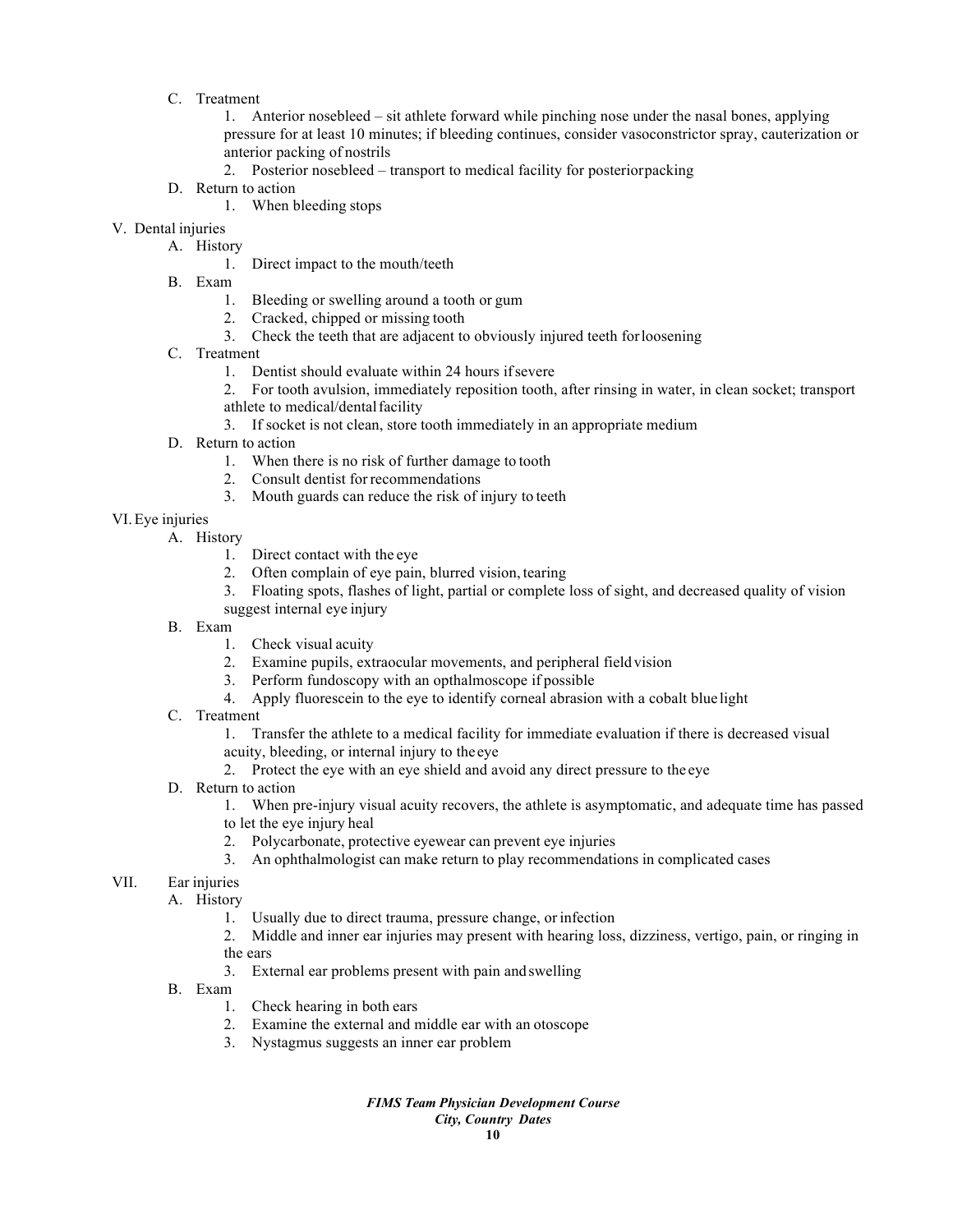C. Treatment

1. Anterior nosebleed – sit athlete forward while pinching nose under the nasal bones, applying pressure for at least 10 minutes; if bleeding continues, consider vasoconstrictor spray, cauterization or anterior packing of nostrils
2. Posterior nosebleed – transport to medical facility for posterior packing

D. Return to action

1. When bleeding stops

V. Dental injuries

A. History

1. Direct impact to the mouth/teeth

B. Exam

1. Bleeding or swelling around a tooth or gum
2. Cracked, chipped or missing tooth
3. Check the teeth that are adjacent to obviously injured teeth for loosening

C. Treatment

1. Dentist should evaluate within 24 hours if severe
2. For tooth avulsion, immediately reposition tooth, after rinsing in water, in clean socket; transport athlete to medical/dental facility
3. If socket is not clean, store tooth immediately in an appropriate medium

D. Return to action

1. When there is no risk of further damage to tooth
2. Consult dentist for recommendations
3. Mouth guards can reduce the risk of injury to teeth

VI. Eye injuries

A. History

1. Direct contact with the eye
2. Often complain of eye pain, blurred vision, tearing
3. Floating spots, flashes of light, partial or complete loss of sight, and decreased quality of vision suggest internal eye injury

B. Exam

1. Check visual acuity
2. Examine pupils, extraocular movements, and peripheral field vision
3. Perform fundoscopy with an opthalmoscope if possible
4. Apply fluorescein to the eye to identify corneal abrasion with a cobalt blue light

C. Treatment

1. Transfer the athlete to a medical facility for immediate evaluation if there is decreased visual acuity, bleeding, or internal injury to the eye
2. Protect the eye with an eye shield and avoid any direct pressure to the eye

D. Return to action

1. When pre-injury visual acuity recovers, the athlete is asymptomatic, and adequate time has passed to let the eye injury heal
2. Polycarbonate, protective eyewear can prevent eye injuries
3. An ophthalmologist can make return to play recommendations in complicated cases

VII. Ear injuries

A. History

1. Usually due to direct trauma, pressure change, or infection
2. Middle and inner ear injuries may present with hearing loss, dizziness, vertigo, pain, or ringing in the ears
3. External ear problems present with pain and swelling

B. Exam

1. Check hearing in both ears
2. Examine the external and middle ear with an otoscope
3. Nystagmus suggests an inner ear problem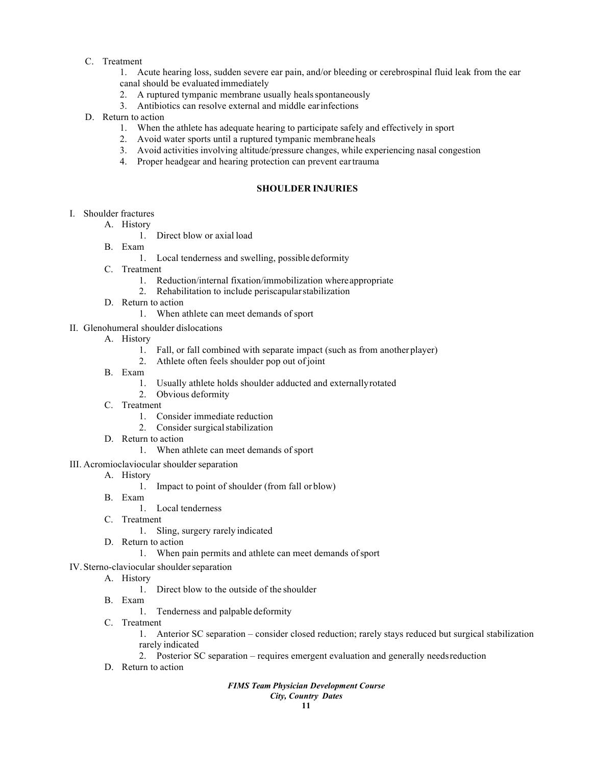C. Treatment

1. Acute hearing loss, sudden severe ear pain, and/or bleeding or cerebrospinal fluid leak from the ear canal should be evaluated immediately
2. A ruptured tympanic membrane usually heals spontaneously
3. Antibiotics can resolve external and middle ear infections

D. Return to action

1. When the athlete has adequate hearing to participate safely and effectively in sport
2. Avoid water sports until a ruptured tympanic membrane heals
3. Avoid activities involving altitude/pressure changes, while experiencing nasal congestion
4. Proper headgear and hearing protection can prevent ear trauma

## SHOULDER INJURIES

I. Shoulder fractures

- A. History
  1. Direct blow or axial load
- B. Exam
  1. Local tenderness and swelling, possible deformity
- C. Treatment
  1. Reduction/internal fixation/immobilization where appropriate
  2. Rehabilitation to include periscapular stabilization
- D. Return to action
  1. When athlete can meet demands of sport

II. Glenohumeral shoulder dislocations

- A. History
  1. Fall, or fall combined with separate impact (such as from another player)
  2. Athlete often feels shoulder pop out of joint
- B. Exam
  1. Usually athlete holds shoulder adducted and externally rotated
  2. Obvious deformity
- C. Treatment
  1. Consider immediate reduction
  2. Consider surgical stabilization
- D. Return to action
  1. When athlete can meet demands of sport

III. Acromioclavicular shoulder separation

- A. History
  1. Impact to point of shoulder (from fall or blow)
- B. Exam
  1. Local tenderness
- C. Treatment
  1. Sling, surgery rarely indicated
- D. Return to action
  1. When pain permits and athlete can meet demands of sport

IV. Sterno-claviocular shoulder separation

- A. History
  1. Direct blow to the outside of the shoulder
- B. Exam
  1. Tenderness and palpable deformity
- C. Treatment
  1. Anterior SC separation – consider closed reduction; rarely stays reduced but surgical stabilization rarely indicated
  2. Posterior SC separation – requires emergent evaluation and generally needs reduction
- D. Return to action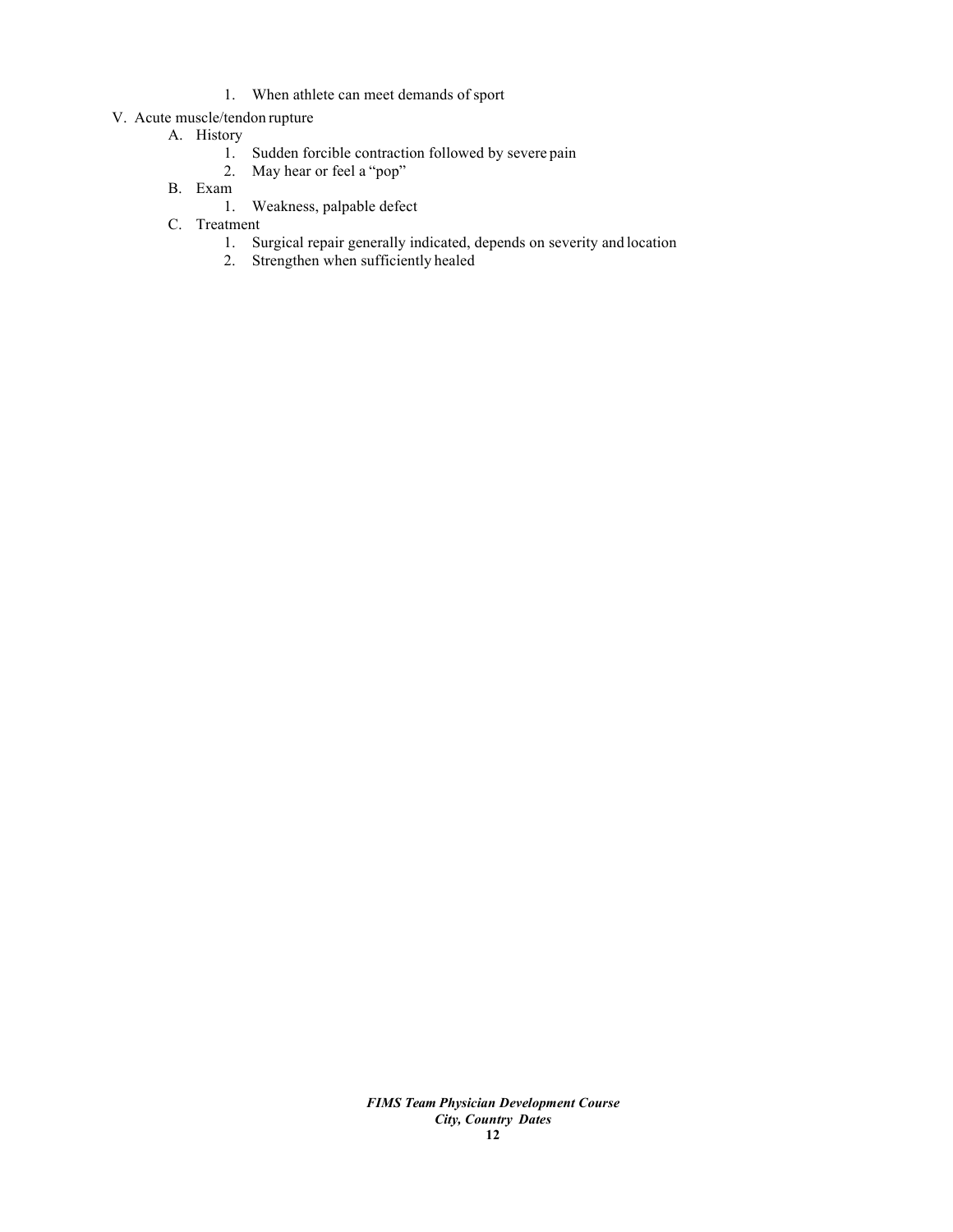1. When athlete can meet demands of sport

V. Acute muscle/tendon rupture

A. History

1. Sudden forcible contraction followed by severe pain
2. May hear or feel a "pop"

B. Exam

1. Weakness, palpable defect

C. Treatment

1. Surgical repair generally indicated, depends on severity and location
2. Strengthen when sufficiently healed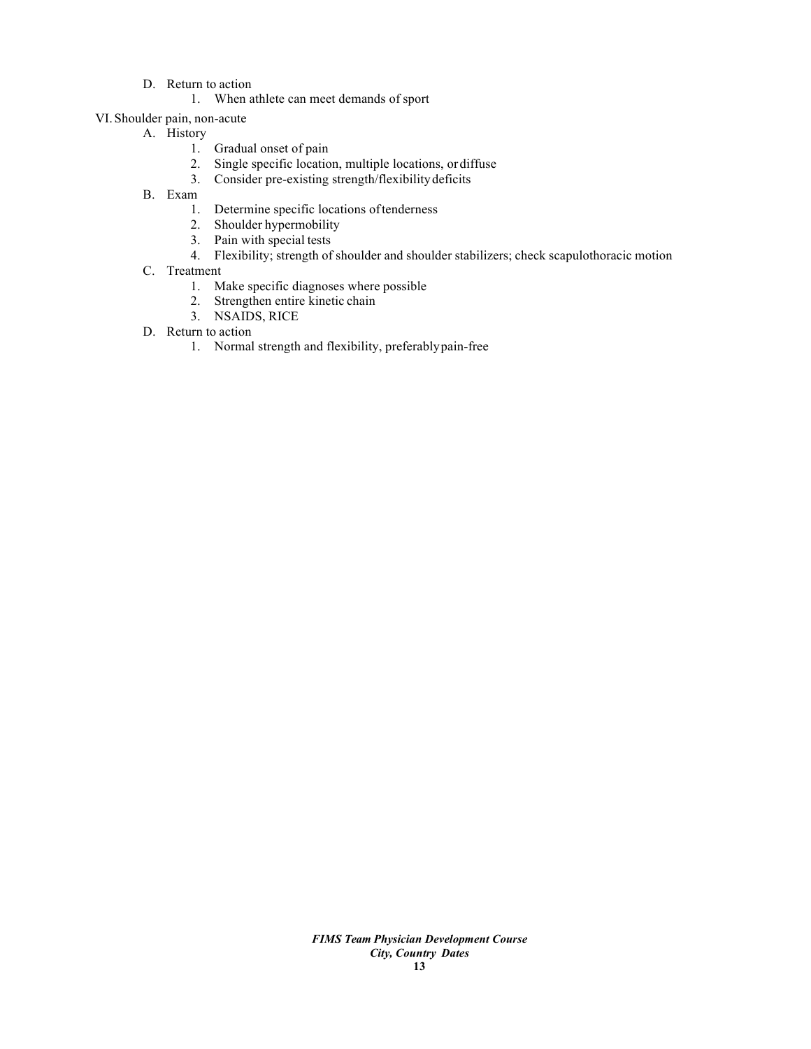D. Return to action
   1. When athlete can meet demands of sport

VI. Shoulder pain, non-acute
   A. History
      1. Gradual onset of pain
      2. Single specific location, multiple locations, or diffuse
      3. Consider pre-existing strength/flexibility deficits
   B. Exam
      1. Determine specific locations of tenderness
      2. Shoulder hypermobility
      3. Pain with special tests
      4. Flexibility; strength of shoulder and shoulder stabilizers; check scapulothoracic motion
   C. Treatment
      1. Make specific diagnoses where possible
      2. Strengthen entire kinetic chain
      3. NSAIDS, RICE
   D. Return to action
      1. Normal strength and flexibility, preferably pain-free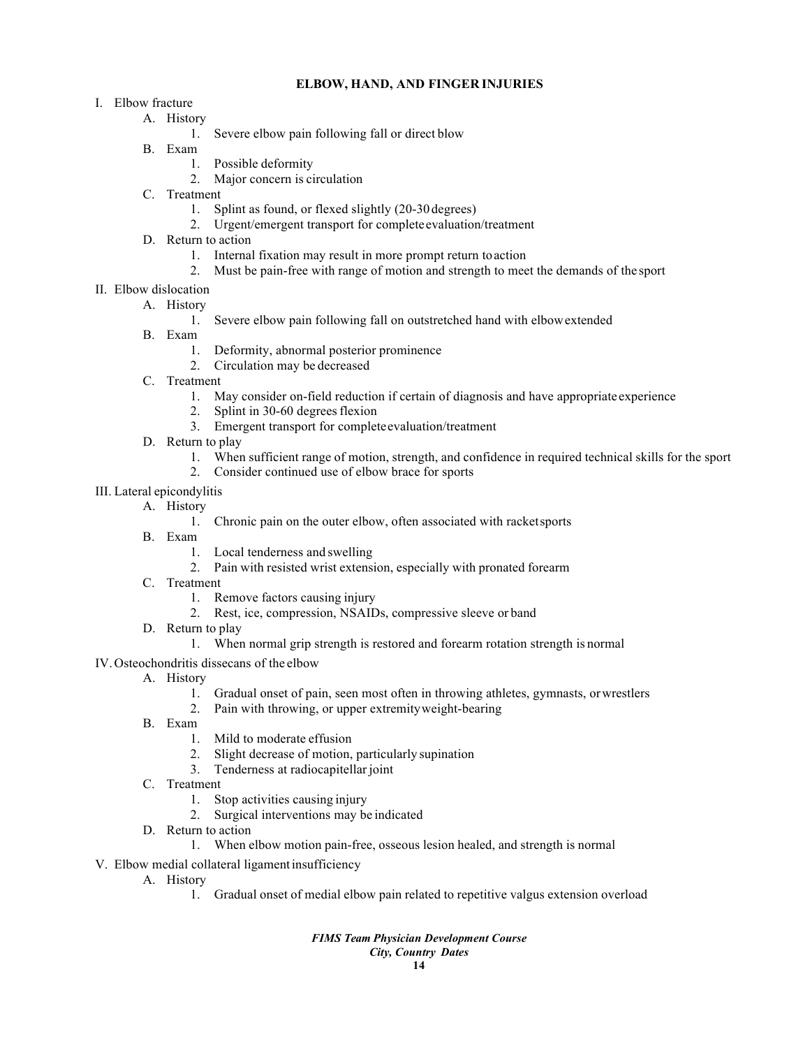## ELBOW, HAND, AND FINGER INJURIES

I. Elbow fracture
   A. History
      1. Severe elbow pain following fall or direct blow
   B. Exam
      1. Possible deformity
      2. Major concern is circulation
   C. Treatment
      1. Splint as found, or flexed slightly (20-30 degrees)
      2. Urgent/emergent transport for complete evaluation/treatment
   D. Return to action
      1. Internal fixation may result in more prompt return to action
      2. Must be pain-free with range of motion and strength to meet the demands of the sport

II. Elbow dislocation
   A. History
      1. Severe elbow pain following fall on outstretched hand with elbow extended
   B. Exam
      1. Deformity, abnormal posterior prominence
      2. Circulation may be decreased
   C. Treatment
      1. May consider on-field reduction if certain of diagnosis and have appropriate experience
      2. Splint in 30-60 degrees flexion
      3. Emergent transport for complete evaluation/treatment
   D. Return to play
      1. When sufficient range of motion, strength, and confidence in required technical skills for the sport
      2. Consider continued use of elbow brace for sports

III. Lateral epicondylitis
   A. History
      1. Chronic pain on the outer elbow, often associated with racket sports
   B. Exam
      1. Local tenderness and swelling
      2. Pain with resisted wrist extension, especially with pronated forearm
   C. Treatment
      1. Remove factors causing injury
      2. Rest, ice, compression, NSAIDs, compressive sleeve or band
   D. Return to play
      1. When normal grip strength is restored and forearm rotation strength is normal

IV. Osteochondritis dissecans of the elbow
   A. History
      1. Gradual onset of pain, seen most often in throwing athletes, gymnasts, or wrestlers
      2. Pain with throwing, or upper extremity weight-bearing
   B. Exam
      1. Mild to moderate effusion
      2. Slight decrease of motion, particularly supination
      3. Tenderness at radiocapitellar joint
   C. Treatment
      1. Stop activities causing injury
      2. Surgical interventions may be indicated
   D. Return to action
      1. When elbow motion pain-free, osseous lesion healed, and strength is normal

V. Elbow medial collateral ligament insufficiency
   A. History
      1. Gradual onset of medial elbow pain related to repetitive valgus extension overload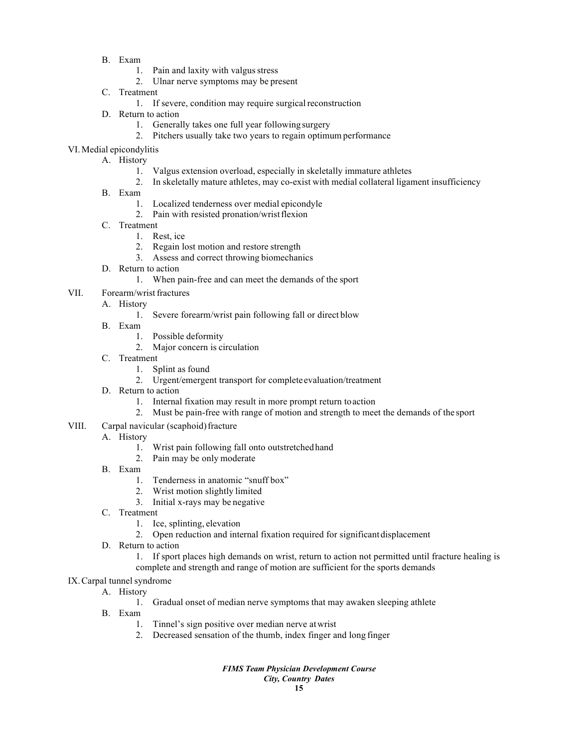B. Exam
   1. Pain and laxity with valgus stress
   2. Ulnar nerve symptoms may be present

C. Treatment
   1. If severe, condition may require surgical reconstruction

D. Return to action
   1. Generally takes one full year following surgery
   2. Pitchers usually take two years to regain optimum performance

VI. Medial epicondylitis

A. History
   1. Valgus extension overload, especially in skeletally immature athletes
   2. In skeletally mature athletes, may co-exist with medial collateral ligament insufficiency

B. Exam
   1. Localized tenderness over medial epicondyle
   2. Pain with resisted pronation/wrist flexion

C. Treatment
   1. Rest, ice
   2. Regain lost motion and restore strength
   3. Assess and correct throwing biomechanics

D. Return to action
   1. When pain-free and can meet the demands of the sport

VII. Forearm/wrist fractures

A. History
   1. Severe forearm/wrist pain following fall or direct blow

B. Exam
   1. Possible deformity
   2. Major concern is circulation

C. Treatment
   1. Splint as found
   2. Urgent/emergent transport for complete evaluation/treatment

D. Return to action
   1. Internal fixation may result in more prompt return to action
   2. Must be pain-free with range of motion and strength to meet the demands of the sport

VIII. Carpal navicular (scaphoid) fracture

A. History
   1. Wrist pain following fall onto outstretched hand
   2. Pain may be only moderate

B. Exam
   1. Tenderness in anatomic "snuff box"
   2. Wrist motion slightly limited
   3. Initial x-rays may be negative

C. Treatment
   1. Ice, splinting, elevation
   2. Open reduction and internal fixation required for significant displacement

D. Return to action
   1. If sport places high demands on wrist, return to action not permitted until fracture healing is complete and strength and range of motion are sufficient for the sports demands

IX. Carpal tunnel syndrome

A. History
   1. Gradual onset of median nerve symptoms that may awaken sleeping athlete

B. Exam
   1. Tinnel's sign positive over median nerve at wrist
   2. Decreased sensation of the thumb, index finger and long finger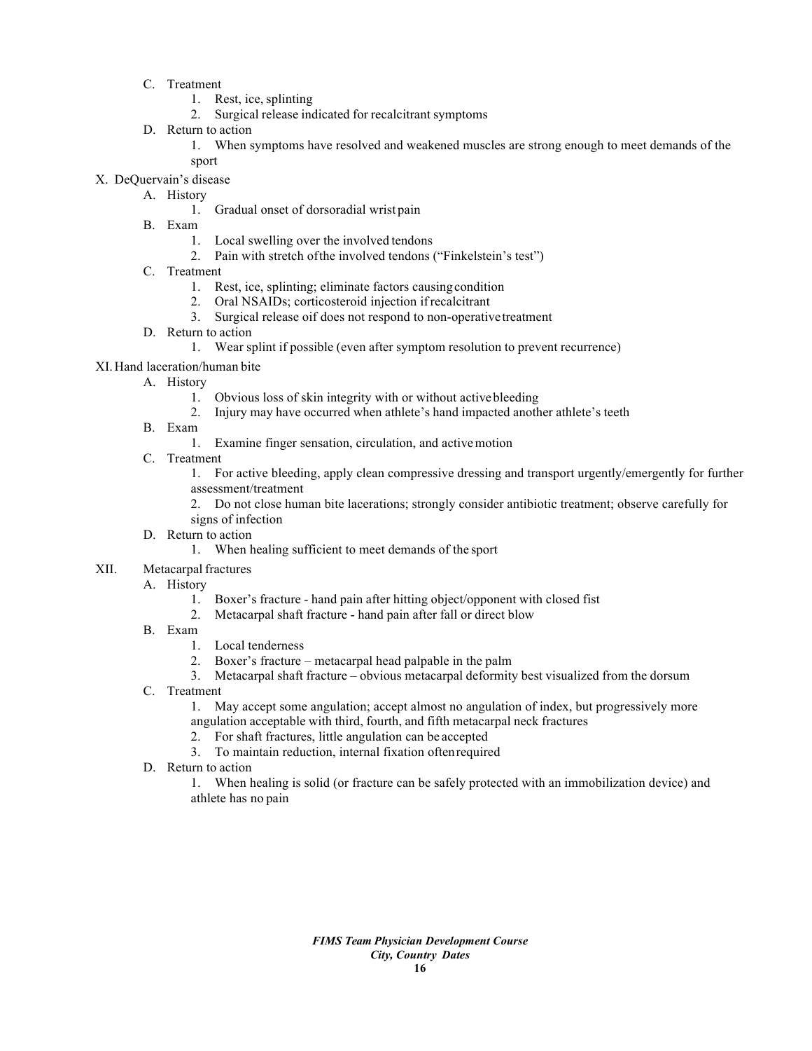C. Treatment
   1. Rest, ice, splinting
   2. Surgical release indicated for recalcitrant symptoms

D. Return to action
   1. When symptoms have resolved and weakened muscles are strong enough to meet demands of the sport

X. DeQuervain's disease

A. History
   1. Gradual onset of dorsoradial wrist pain

B. Exam
   1. Local swelling over the involved tendons
   2. Pain with stretch of the involved tendons ("Finkelstein's test")

C. Treatment
   1. Rest, ice, splinting; eliminate factors causing condition
   2. Oral NSAIDs; corticosteroid injection if recalcitrant
   3. Surgical release oif does not respond to non-operative treatment

D. Return to action
   1. Wear splint if possible (even after symptom resolution to prevent recurrence)

XI. Hand laceration/human bite

A. History
   1. Obvious loss of skin integrity with or without active bleeding
   2. Injury may have occurred when athlete's hand impacted another athlete's teeth

B. Exam
   1. Examine finger sensation, circulation, and active motion

C. Treatment
   1. For active bleeding, apply clean compressive dressing and transport urgently/emergently for further assessment/treatment
   2. Do not close human bite lacerations; strongly consider antibiotic treatment; observe carefully for signs of infection

D. Return to action
   1. When healing sufficient to meet demands of the sport

XII. Metacarpal fractures

A. History
   1. Boxer's fracture - hand pain after hitting object/opponent with closed fist
   2. Metacarpal shaft fracture - hand pain after fall or direct blow

B. Exam
   1. Local tenderness
   2. Boxer's fracture – metacarpal head palpable in the palm
   3. Metacarpal shaft fracture – obvious metacarpal deformity best visualized from the dorsum

C. Treatment
   1. May accept some angulation; accept almost no angulation of index, but progressively more angulation acceptable with third, fourth, and fifth metacarpal neck fractures
   2. For shaft fractures, little angulation can be accepted
   3. To maintain reduction, internal fixation often required

D. Return to action
   1. When healing is solid (or fracture can be safely protected with an immobilization device) and athlete has no pain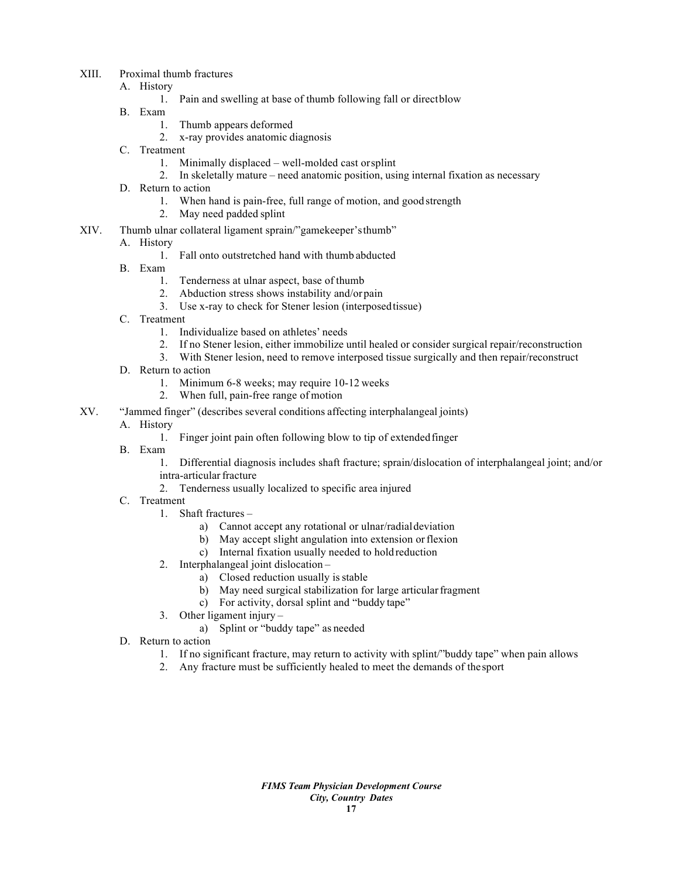XIII. Proximal thumb fractures

A. History
   1. Pain and swelling at base of thumb following fall or direct blow

B. Exam
   1. Thumb appears deformed
   2. x-ray provides anatomic diagnosis

C. Treatment
   1. Minimally displaced – well-molded cast or splint
   2. In skeletally mature – need anatomic position, using internal fixation as necessary

D. Return to action
   1. When hand is pain-free, full range of motion, and good strength
   2. May need padded splint

XIV. Thumb ulnar collateral ligament sprain/"gamekeeper's thumb"

A. History
   1. Fall onto outstretched hand with thumb abducted

B. Exam
   1. Tenderness at ulnar aspect, base of thumb
   2. Abduction stress shows instability and/or pain
   3. Use x-ray to check for Stener lesion (interposed tissue)

C. Treatment
   1. Individualize based on athletes' needs
   2. If no Stener lesion, either immobilize until healed or consider surgical repair/reconstruction
   3. With Stener lesion, need to remove interposed tissue surgically and then repair/reconstruct

D. Return to action
   1. Minimum 6-8 weeks; may require 10-12 weeks
   2. When full, pain-free range of motion

XV. "Jammed finger" (describes several conditions affecting interphalangeal joints)

A. History
   1. Finger joint pain often following blow to tip of extended finger

B. Exam
   1. Differential diagnosis includes shaft fracture; sprain/dislocation of interphalangeal joint; and/or intra-articular fracture
   2. Tenderness usually localized to specific area injured

C. Treatment
   1. Shaft fractures –
      a) Cannot accept any rotational or ulnar/radial deviation
      b) May accept slight angulation into extension or flexion
      c) Internal fixation usually needed to hold reduction
   2. Interphalangeal joint dislocation –
      a) Closed reduction usually is stable
      b) May need surgical stabilization for large articular fragment
      c) For activity, dorsal splint and "buddy tape"
   3. Other ligament injury –
      a) Splint or "buddy tape" as needed

D. Return to action
   1. If no significant fracture, may return to activity with splint/"buddy tape" when pain allows
   2. Any fracture must be sufficiently healed to meet the demands of the sport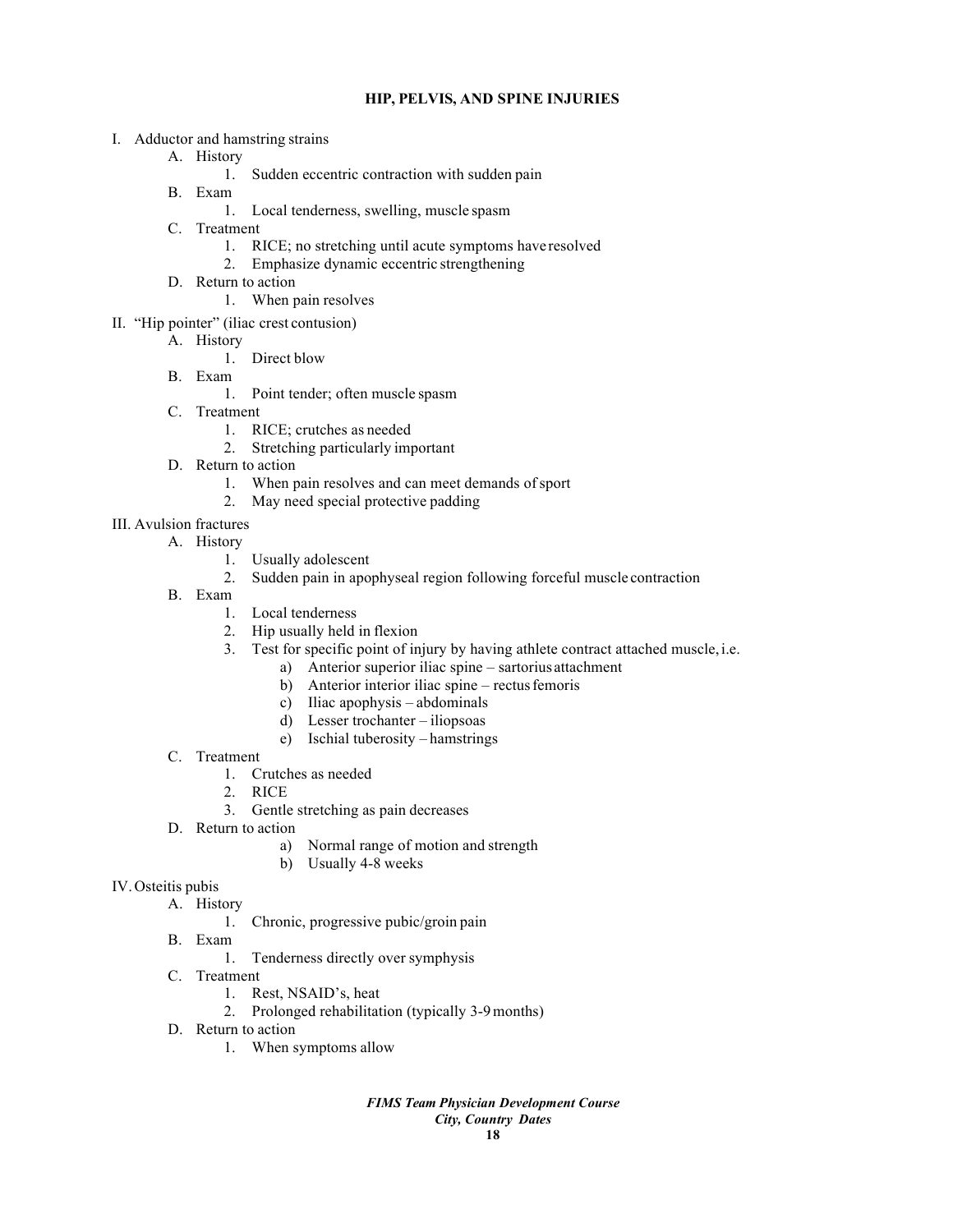## HIP, PELVIS, AND SPINE INJURIES

I. Adductor and hamstring strains
  - A. History
    1. Sudden eccentric contraction with sudden pain
  - B. Exam
    1. Local tenderness, swelling, muscle spasm
  - C. Treatment
    1. RICE; no stretching until acute symptoms have resolved
    2. Emphasize dynamic eccentric strengthening
  - D. Return to action
    1. When pain resolves

II. "Hip pointer" (iliac crest contusion)
  - A. History
    1. Direct blow
  - B. Exam
    1. Point tender; often muscle spasm
  - C. Treatment
    1. RICE; crutches as needed
    2. Stretching particularly important
  - D. Return to action
    1. When pain resolves and can meet demands of sport
    2. May need special protective padding

III. Avulsion fractures
  - A. History
    1. Usually adolescent
    2. Sudden pain in apophyseal region following forceful muscle contraction
  - B. Exam
    1. Local tenderness
    2. Hip usually held in flexion
    3. Test for specific point of injury by having athlete contract attached muscle, i.e.
       - a) Anterior superior iliac spine – sartorius attachment
       - b) Anterior interior iliac spine – rectus femoris
       - c) Iliac apophysis – abdominals
       - d) Lesser trochanter – iliopsoas
       - e) Ischial tuberosity – hamstrings
  - C. Treatment
    1. Crutches as needed
    2. RICE
    3. Gentle stretching as pain decreases
  - D. Return to action
    - a) Normal range of motion and strength
    - b) Usually 4-8 weeks

IV. Osteitis pubis
  - A. History
    1. Chronic, progressive pubic/groin pain
  - B. Exam
    1. Tenderness directly over symphysis
  - C. Treatment
    1. Rest, NSAID's, heat
    2. Prolonged rehabilitation (typically 3-9 months)
  - D. Return to action
    1. When symptoms allow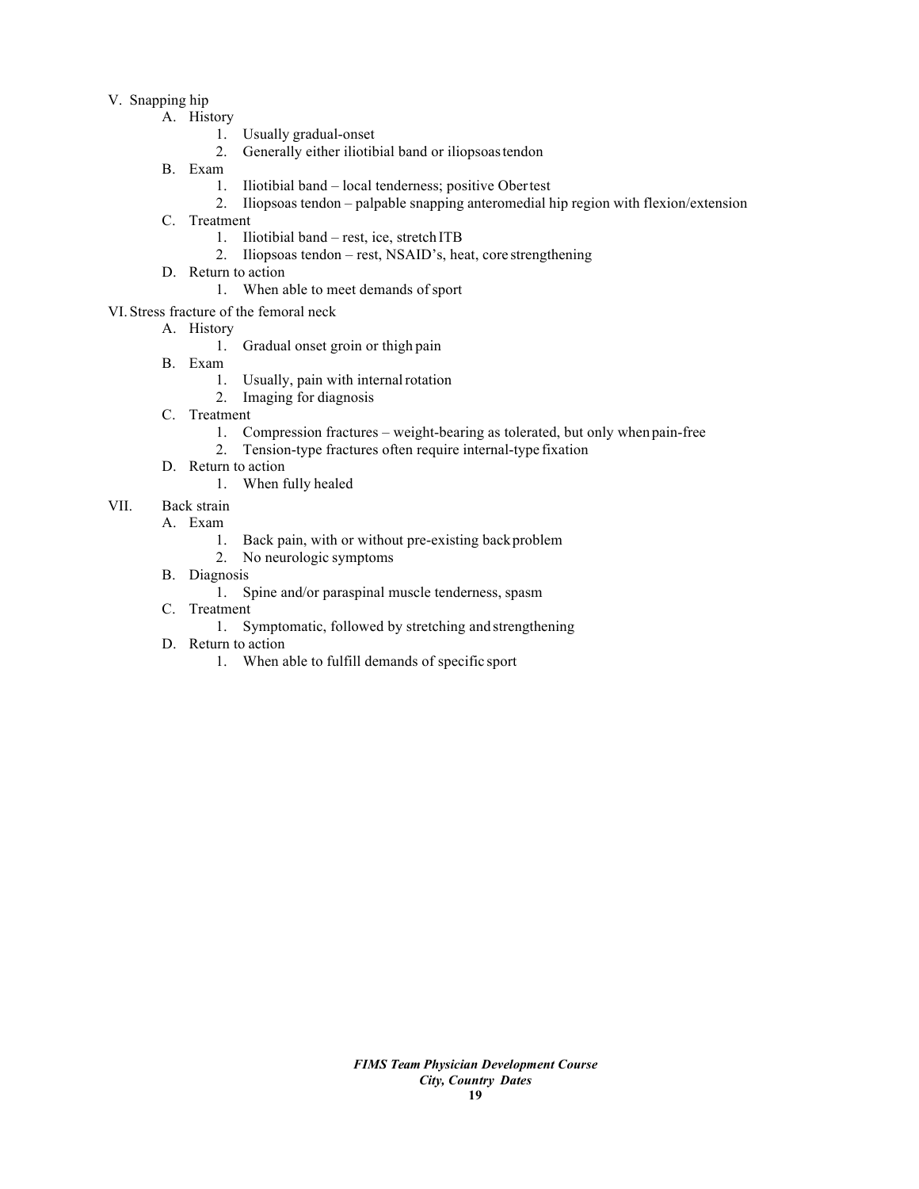V. Snapping hip
   - A. History
     1. Usually gradual-onset
     2. Generally either iliotibial band or iliopsoas tendon
   - B. Exam
     1. Iliotibial band – local tenderness; positive Ober test
     2. Iliopsoas tendon – palpable snapping anteromedial hip region with flexion/extension
   - C. Treatment
     1. Iliotibial band – rest, ice, stretch ITB
     2. Iliopsoas tendon – rest, NSAID's, heat, core strengthening
   - D. Return to action
     1. When able to meet demands of sport

VI. Stress fracture of the femoral neck
   - A. History
     1. Gradual onset groin or thigh pain
   - B. Exam
     1. Usually, pain with internal rotation
     2. Imaging for diagnosis
   - C. Treatment
     1. Compression fractures – weight-bearing as tolerated, but only when pain-free
     2. Tension-type fractures often require internal-type fixation
   - D. Return to action
     1. When fully healed

VII. Back strain
   - A. Exam
     1. Back pain, with or without pre-existing back problem
     2. No neurologic symptoms
   - B. Diagnosis
     1. Spine and/or paraspinal muscle tenderness, spasm
   - C. Treatment
     1. Symptomatic, followed by stretching and strengthening
   - D. Return to action
     1. When able to fulfill demands of specific sport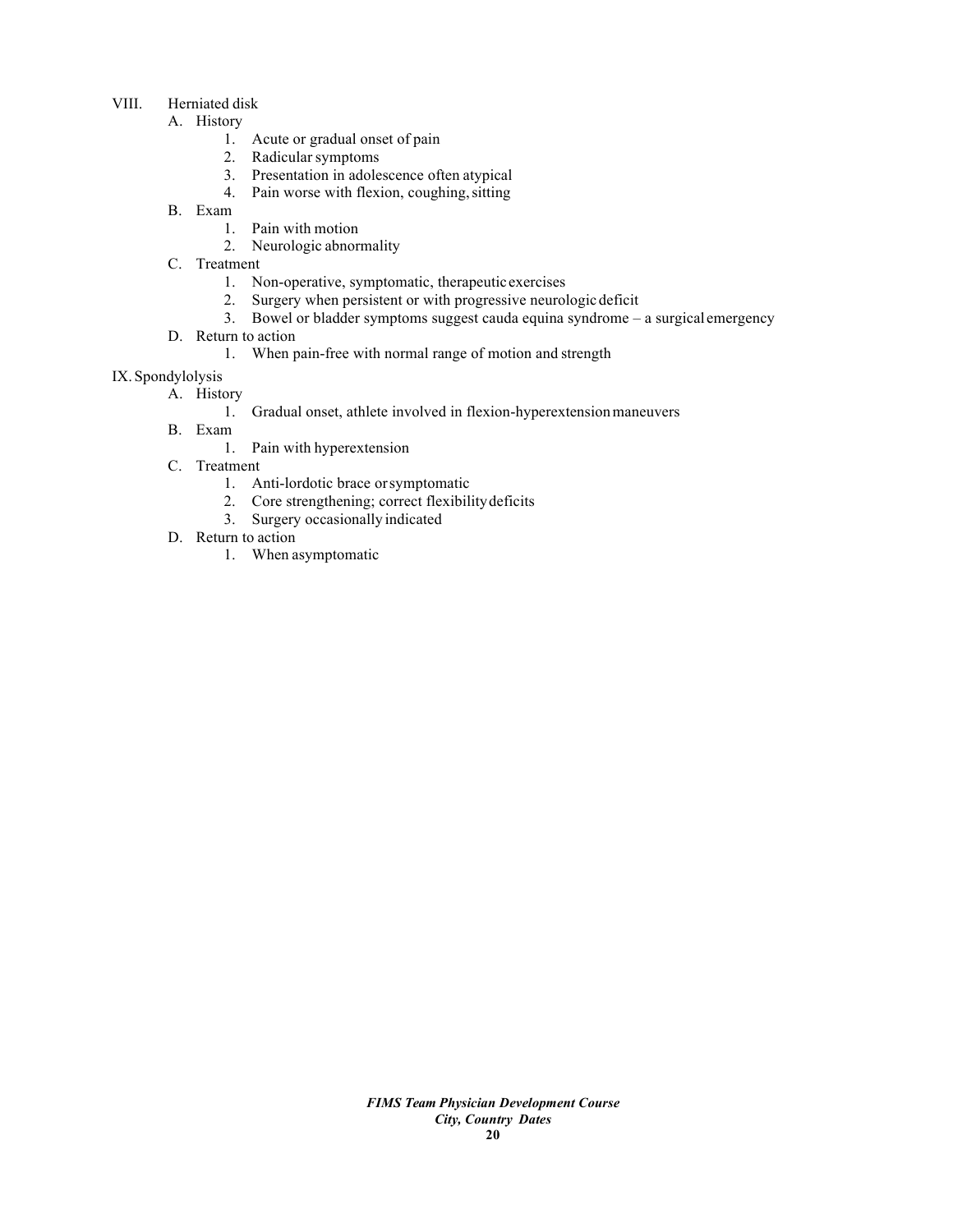VIII. Herniated disk

A. History
   1. Acute or gradual onset of pain
   2. Radicular symptoms
   3. Presentation in adolescence often atypical
   4. Pain worse with flexion, coughing, sitting

B. Exam
   1. Pain with motion
   2. Neurologic abnormality

C. Treatment
   1. Non-operative, symptomatic, therapeutic exercises
   2. Surgery when persistent or with progressive neurologic deficit
   3. Bowel or bladder symptoms suggest cauda equina syndrome – a surgical emergency

D. Return to action
   1. When pain-free with normal range of motion and strength

IX. Spondylolysis

A. History
   1. Gradual onset, athlete involved in flexion-hyperextension maneuvers

B. Exam
   1. Pain with hyperextension

C. Treatment
   1. Anti-lordotic brace or symptomatic
   2. Core strengthening; correct flexibility deficits
   3. Surgery occasionally indicated

D. Return to action
   1. When asymptomatic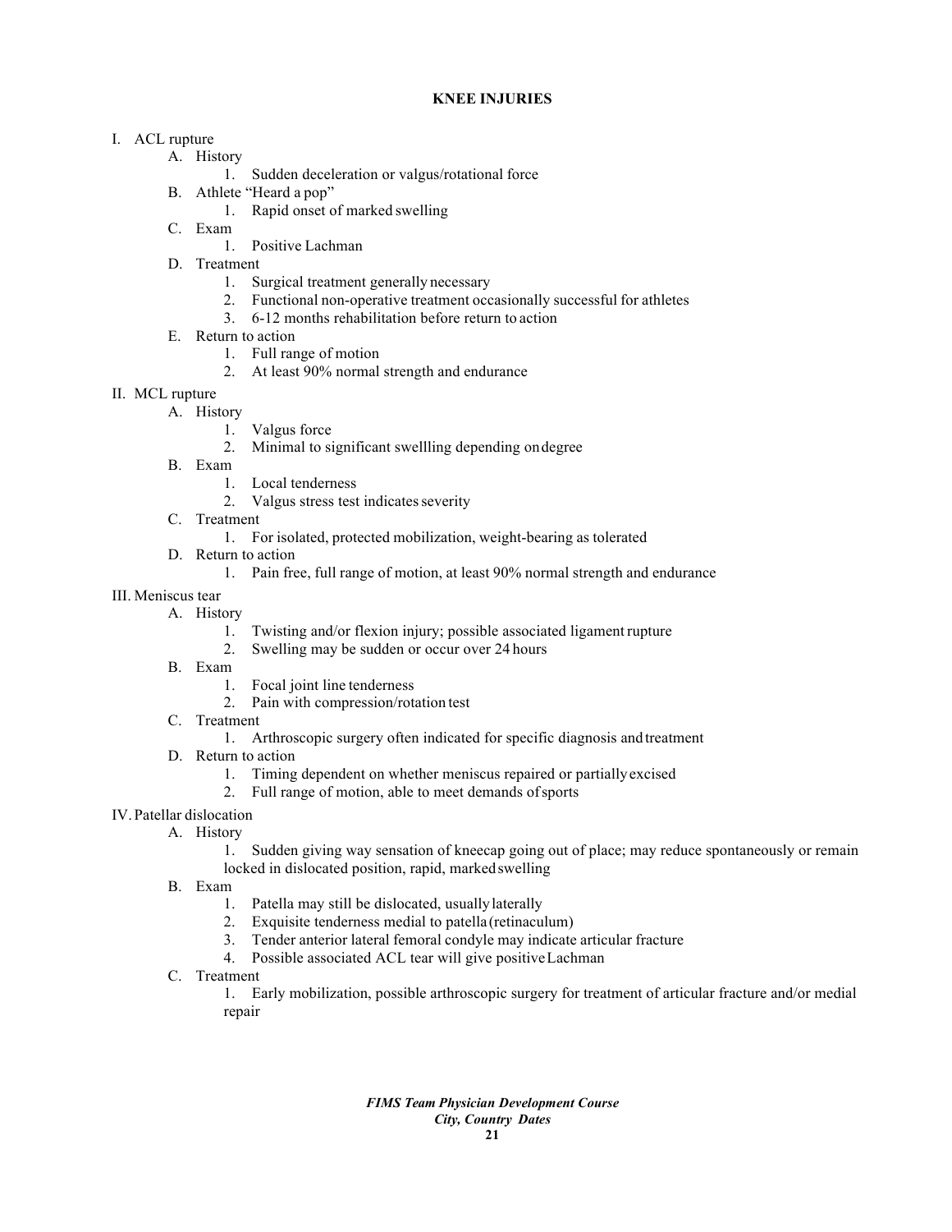# KNEE INJURIES

I. ACL rupture
   - A. History
     1. Sudden deceleration or valgus/rotational force
   - B. Athlete "Heard a pop"
     1. Rapid onset of marked swelling
   - C. Exam
     1. Positive Lachman
   - D. Treatment
     1. Surgical treatment generally necessary
     2. Functional non-operative treatment occasionally successful for athletes
     3. 6-12 months rehabilitation before return to action
   - E. Return to action
     1. Full range of motion
     2. At least 90% normal strength and endurance

II. MCL rupture
   - A. History
     1. Valgus force
     2. Minimal to significant swellling depending on degree
   - B. Exam
     1. Local tenderness
     2. Valgus stress test indicates severity
   - C. Treatment
     1. For isolated, protected mobilization, weight-bearing as tolerated
   - D. Return to action
     1. Pain free, full range of motion, at least 90% normal strength and endurance

III. Meniscus tear
   - A. History
     1. Twisting and/or flexion injury; possible associated ligament rupture
     2. Swelling may be sudden or occur over 24 hours
   - B. Exam
     1. Focal joint line tenderness
     2. Pain with compression/rotation test
   - C. Treatment
     1. Arthroscopic surgery often indicated for specific diagnosis and treatment
   - D. Return to action
     1. Timing dependent on whether meniscus repaired or partially excised
     2. Full range of motion, able to meet demands of sports

IV. Patellar dislocation
   - A. History
     1. Sudden giving way sensation of kneecap going out of place; may reduce spontaneously or remain locked in dislocated position, rapid, marked swelling
   - B. Exam
     1. Patella may still be dislocated, usually laterally
     2. Exquisite tenderness medial to patella (retinaculum)
     3. Tender anterior lateral femoral condyle may indicate articular fracture
     4. Possible associated ACL tear will give positive Lachman
   - C. Treatment
     1. Early mobilization, possible arthroscopic surgery for treatment of articular fracture and/or medial repair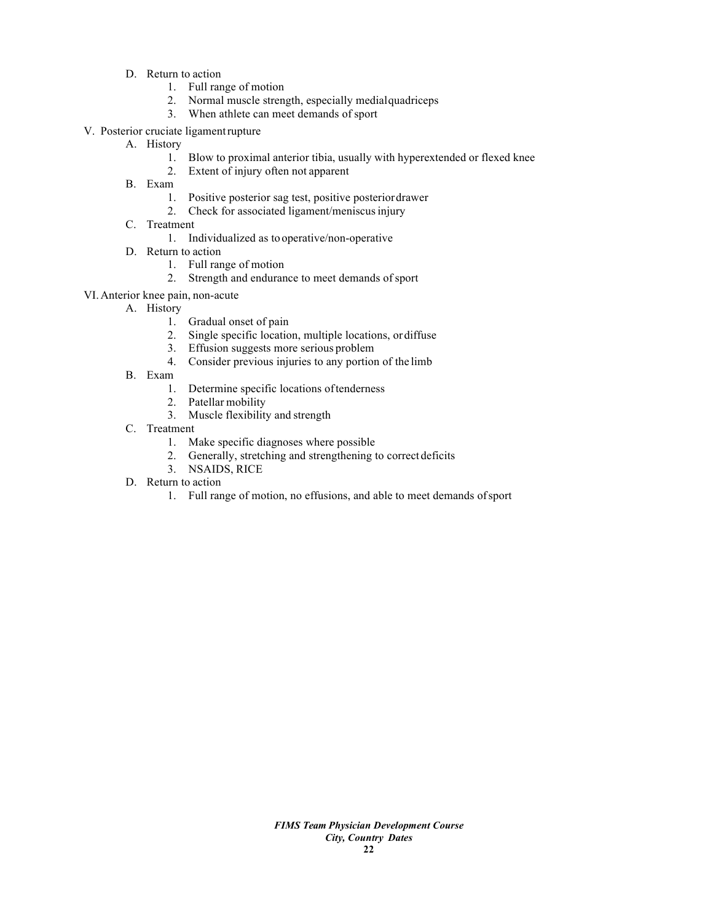D. Return to action
   1. Full range of motion
   2. Normal muscle strength, especially medial quadriceps
   3. When athlete can meet demands of sport

V. Posterior cruciate ligament rupture
   A. History
      1. Blow to proximal anterior tibia, usually with hyperextended or flexed knee
      2. Extent of injury often not apparent
   B. Exam
      1. Positive posterior sag test, positive posterior drawer
      2. Check for associated ligament/meniscus injury
   C. Treatment
      1. Individualized as to operative/non-operative
   D. Return to action
      1. Full range of motion
      2. Strength and endurance to meet demands of sport

VI. Anterior knee pain, non-acute
   A. History
      1. Gradual onset of pain
      2. Single specific location, multiple locations, or diffuse
      3. Effusion suggests more serious problem
      4. Consider previous injuries to any portion of the limb
   B. Exam
      1. Determine specific locations of tenderness
      2. Patellar mobility
      3. Muscle flexibility and strength
   C. Treatment
      1. Make specific diagnoses where possible
      2. Generally, stretching and strengthening to correct deficits
      3. NSAIDS, RICE
   D. Return to action
      1. Full range of motion, no effusions, and able to meet demands of sport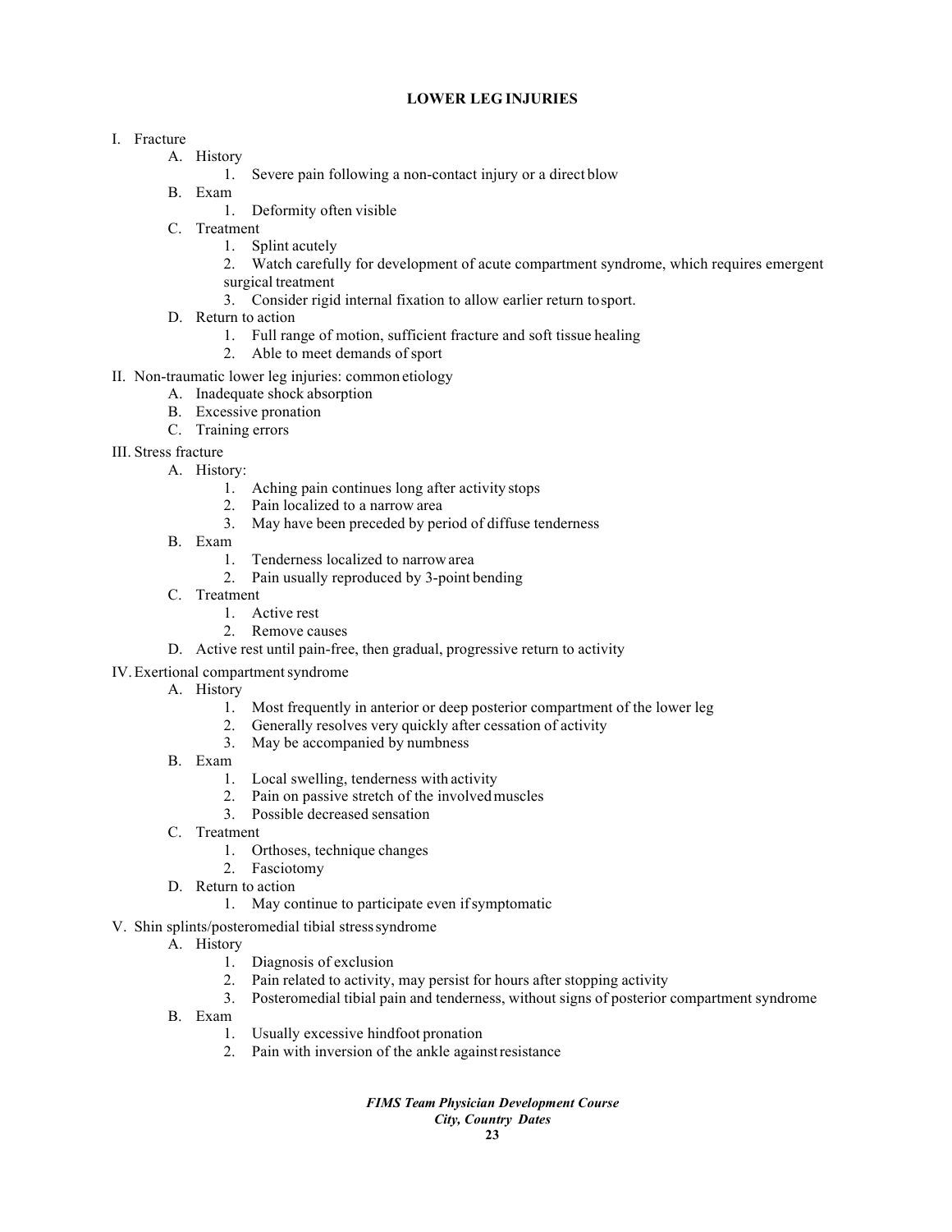# LOWER LEG INJURIES

I. Fracture
   - A. History
     1. Severe pain following a non-contact injury or a direct blow
   - B. Exam
     1. Deformity often visible
   - C. Treatment
     1. Splint acutely
     2. Watch carefully for development of acute compartment syndrome, which requires emergent surgical treatment
     3. Consider rigid internal fixation to allow earlier return to sport.
   - D. Return to action
     1. Full range of motion, sufficient fracture and soft tissue healing
     2. Able to meet demands of sport

II. Non-traumatic lower leg injuries: common etiology
   - A. Inadequate shock absorption
   - B. Excessive pronation
   - C. Training errors

III. Stress fracture
   - A. History:
     1. Aching pain continues long after activity stops
     2. Pain localized to a narrow area
     3. May have been preceded by period of diffuse tenderness
   - B. Exam
     1. Tenderness localized to narrow area
     2. Pain usually reproduced by 3-point bending
   - C. Treatment
     1. Active rest
     2. Remove causes
   - D. Active rest until pain-free, then gradual, progressive return to activity

IV. Exertional compartment syndrome
   - A. History
     1. Most frequently in anterior or deep posterior compartment of the lower leg
     2. Generally resolves very quickly after cessation of activity
     3. May be accompanied by numbness
   - B. Exam
     1. Local swelling, tenderness with activity
     2. Pain on passive stretch of the involved muscles
     3. Possible decreased sensation
   - C. Treatment
     1. Orthoses, technique changes
     2. Fasciotomy
   - D. Return to action
     1. May continue to participate even if symptomatic

V. Shin splints/posteromedial tibial stress syndrome
   - A. History
     1. Diagnosis of exclusion
     2. Pain related to activity, may persist for hours after stopping activity
     3. Posteromedial tibial pain and tenderness, without signs of posterior compartment syndrome
   - B. Exam
     1. Usually excessive hindfoot pronation
     2. Pain with inversion of the ankle against resistance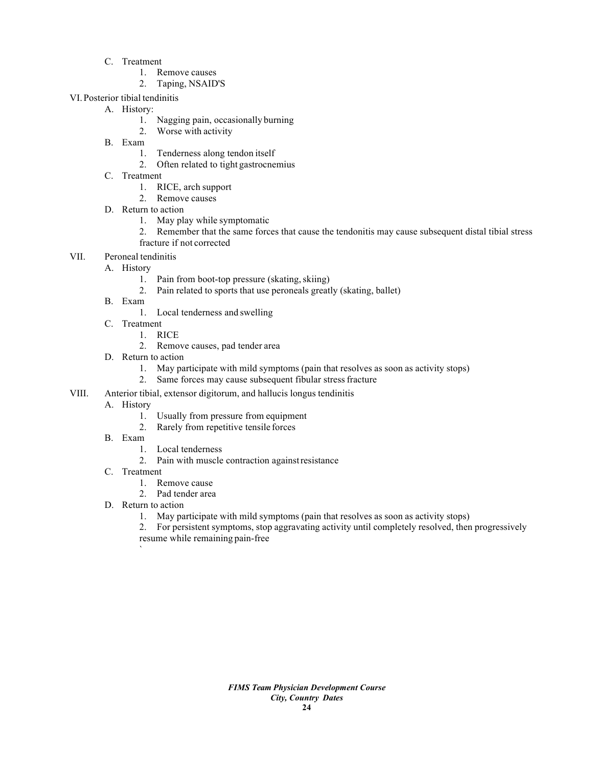C. Treatment
   1. Remove causes
   2. Taping, NSAID'S

VI. Posterior tibial tendinitis
   A. History:
      1. Nagging pain, occasionally burning
      2. Worse with activity
   B. Exam
      1. Tenderness along tendon itself
      2. Often related to tight gastrocnemius
   C. Treatment
      1. RICE, arch support
      2. Remove causes
   D. Return to action
      1. May play while symptomatic
      2. Remember that the same forces that cause the tendonitis may cause subsequent distal tibial stress fracture if not corrected

VII. Peroneal tendinitis
   A. History
      1. Pain from boot-top pressure (skating, skiing)
      2. Pain related to sports that use peroneals greatly (skating, ballet)
   B. Exam
      1. Local tenderness and swelling
   C. Treatment
      1. RICE
      2. Remove causes, pad tender area
   D. Return to action
      1. May participate with mild symptoms (pain that resolves as soon as activity stops)
      2. Same forces may cause subsequent fibular stress fracture

VIII. Anterior tibial, extensor digitorum, and hallucis longus tendinitis
   A. History
      1. Usually from pressure from equipment
      2. Rarely from repetitive tensile forces
   B. Exam
      1. Local tenderness
      2. Pain with muscle contraction against resistance
   C. Treatment
      1. Remove cause
      2. Pad tender area
   D. Return to action
      1. May participate with mild symptoms (pain that resolves as soon as activity stops)
      2. For persistent symptoms, stop aggravating activity until completely resolved, then progressively resume while remaining pain-free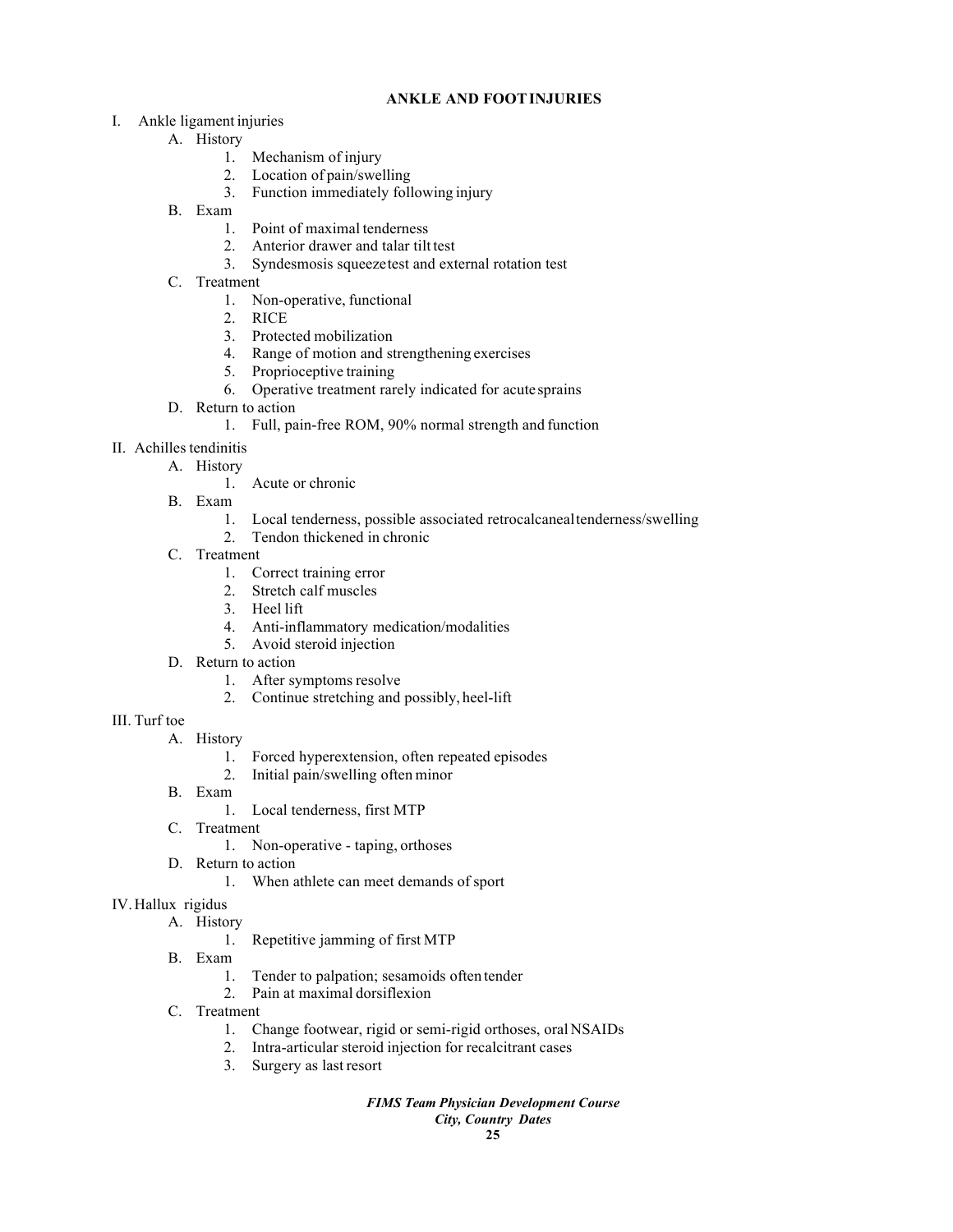## ANKLE AND FOOT INJURIES

I. Ankle ligament injuries
   - A. History
     1. Mechanism of injury
     2. Location of pain/swelling
     3. Function immediately following injury
   - B. Exam
     1. Point of maximal tenderness
     2. Anterior drawer and talar tilt test
     3. Syndesmosis squeeze test and external rotation test
   - C. Treatment
     1. Non-operative, functional
     2. RICE
     3. Protected mobilization
     4. Range of motion and strengthening exercises
     5. Proprioceptive training
     6. Operative treatment rarely indicated for acute sprains
   - D. Return to action
     1. Full, pain-free ROM, 90% normal strength and function

II. Achilles tendinitis
   - A. History
     1. Acute or chronic
   - B. Exam
     1. Local tenderness, possible associated retrocalcaneal tenderness/swelling
     2. Tendon thickened in chronic
   - C. Treatment
     1. Correct training error
     2. Stretch calf muscles
     3. Heel lift
     4. Anti-inflammatory medication/modalities
     5. Avoid steroid injection
   - D. Return to action
     1. After symptoms resolve
     2. Continue stretching and possibly, heel-lift

III. Turf toe
   - A. History
     1. Forced hyperextension, often repeated episodes
     2. Initial pain/swelling often minor
   - B. Exam
     1. Local tenderness, first MTP
   - C. Treatment
     1. Non-operative - taping, orthoses
   - D. Return to action
     1. When athlete can meet demands of sport

IV. Hallux rigidus
   - A. History
     1. Repetitive jamming of first MTP
   - B. Exam
     1. Tender to palpation; sesamoids often tender
     2. Pain at maximal dorsiflexion
   - C. Treatment
     1. Change footwear, rigid or semi-rigid orthoses, oral NSAIDs
     2. Intra-articular steroid injection for recalcitrant cases
     3. Surgery as last resort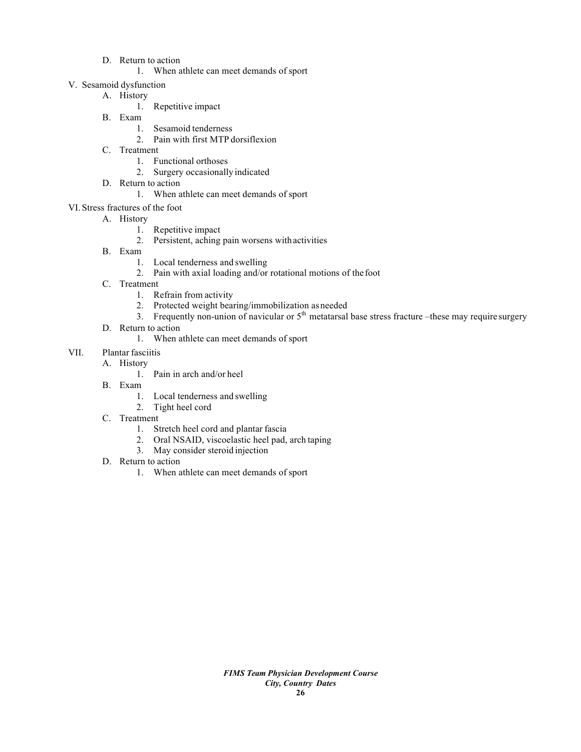- D. Return to action
  1. When athlete can meet demands of sport

- V. Sesamoid dysfunction
  - A. History
    1. Repetitive impact
  - B. Exam
    1. Sesamoid tenderness
    2. Pain with first MTP dorsiflexion
  - C. Treatment
    1. Functional orthoses
    2. Surgery occasionally indicated
  - D. Return to action
    1. When athlete can meet demands of sport

- VI. Stress fractures of the foot
  - A. History
    1. Repetitive impact
    2. Persistent, aching pain worsens with activities
  - B. Exam
    1. Local tenderness and swelling
    2. Pain with axial loading and/or rotational motions of the foot
  - C. Treatment
    1. Refrain from activity
    2. Protected weight bearing/immobilization as needed
    3. Frequently non-union of navicular or 5th metatarsal base stress fracture –these may require surgery
  - D. Return to action
    1. When athlete can meet demands of sport

- VII. Plantar fasciitis
  - A. History
    1. Pain in arch and/or heel
  - B. Exam
    1. Local tenderness and swelling
    2. Tight heel cord
  - C. Treatment
    1. Stretch heel cord and plantar fascia
    2. Oral NSAID, viscoelastic heel pad, arch taping
    3. May consider steroid injection
  - D. Return to action
    1. When athlete can meet demands of sport